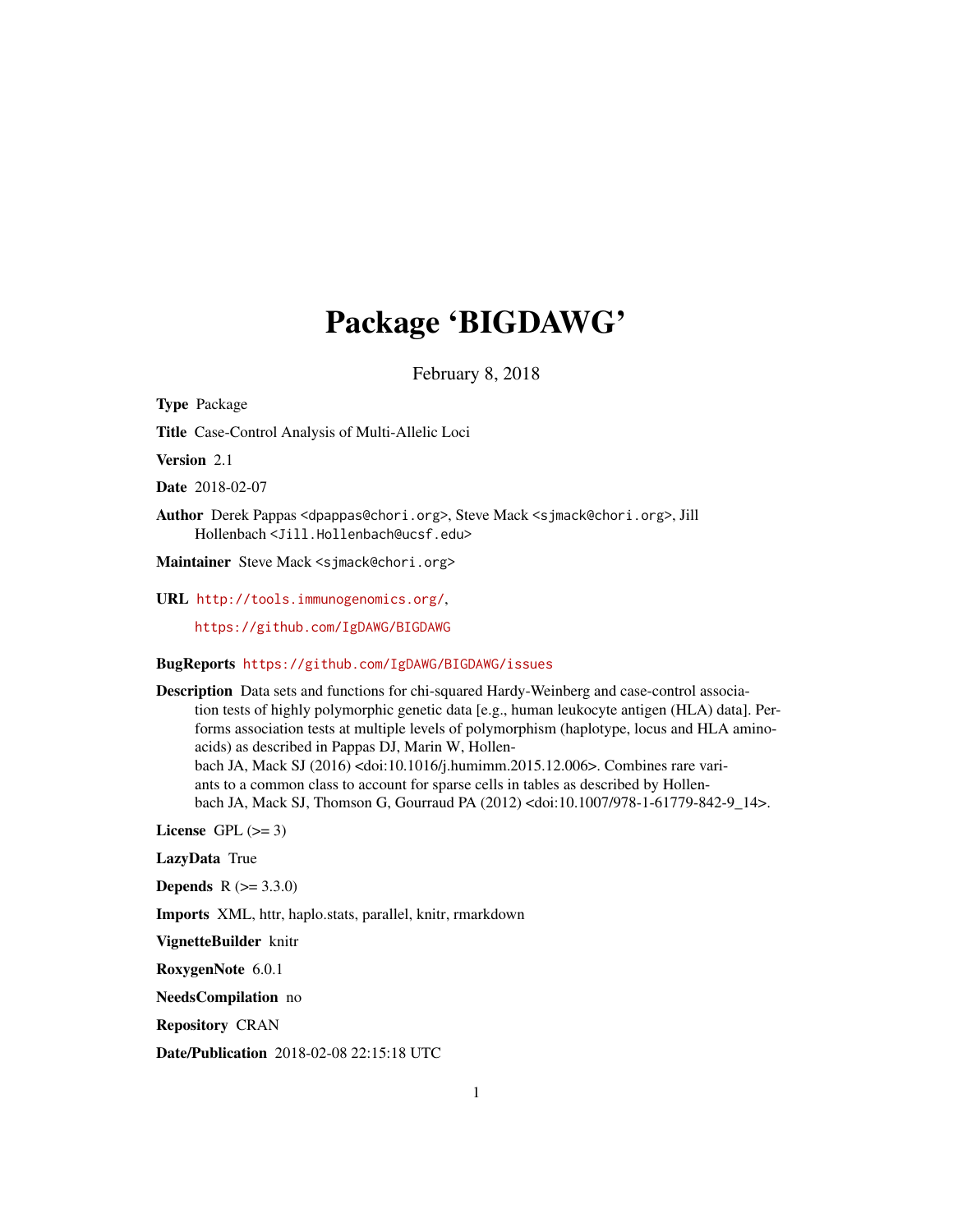# Package 'BIGDAWG'

February 8, 2018

**Type** Package

**Title** Case-Control Analysis of Multi-Allelic Loci

**Version** 2.1

**Date** 2018-02-07

**Author** Derek Pappas <dpappas@chori.org>, Steve Mack <sjmack@chori.org>, Jill Hollenbach <Jill.Hollenbach@ucsf.edu>

**Maintainer** Steve Mack <sjmack@chori.org>

**URL** http://tools.immunogenomics.org/,
https://github.com/IgDAWG/BIGDAWG

**BugReports** https://github.com/IgDAWG/BIGDAWG/issues

**Description** Data sets and functions for chi-squared Hardy-Weinberg and case-control association tests of highly polymorphic genetic data [e.g., human leukocyte antigen (HLA) data]. Performs association tests at multiple levels of polymorphism (haplotype, locus and HLA amino-acids) as described in Pappas DJ, Marin W, Hollenbach JA, Mack SJ (2016) <doi:10.1016/j.humimm.2015.12.006>. Combines rare variants to a common class to account for sparse cells in tables as described by Hollenbach JA, Mack SJ, Thomson G, Gourraud PA (2012) <doi:10.1007/978-1-61779-842-9_14>.

**License** GPL (>= 3)

**LazyData** True

**Depends** R (>= 3.3.0)

**Imports** XML, httr, haplo.stats, parallel, knitr, rmarkdown

**VignetteBuilder** knitr

**RoxygenNote** 6.0.1

**NeedsCompilation** no

**Repository** CRAN

**Date/Publication** 2018-02-08 22:15:18 UTC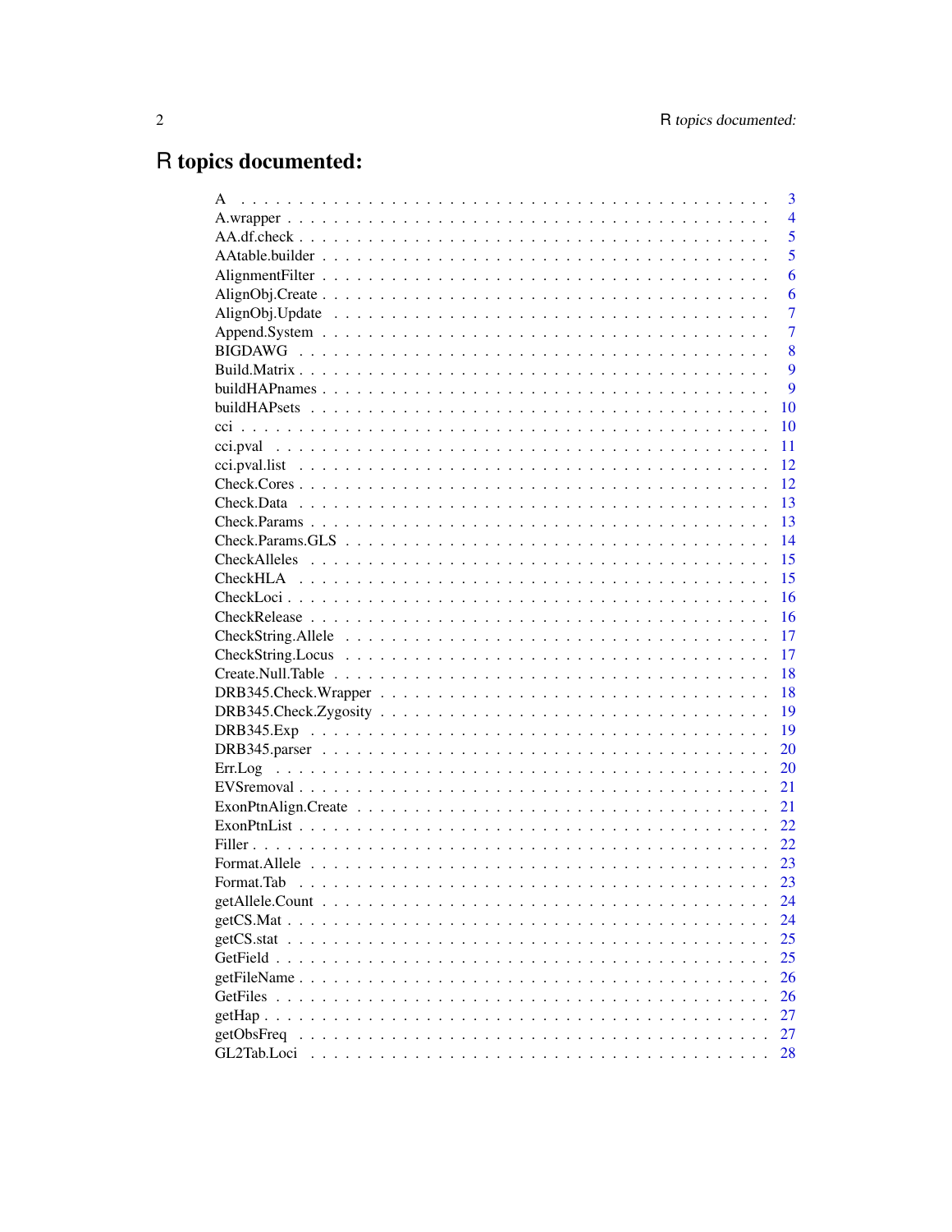# R topics documented:

| | |
|---|---|
| A | 3 |
| A.wrapper | 4 |
| AA.df.check | 5 |
| AAtable.builder | 5 |
| AlignmentFilter | 6 |
| AlignObj.Create | 6 |
| AlignObj.Update | 7 |
| Append.System | 7 |
| BIGDAWG | 8 |
| Build.Matrix | 9 |
| buildHAPnames | 9 |
| buildHAPsets | 10 |
| cci | 10 |
| cci.pval | 11 |
| cci.pval.list | 12 |
| Check.Cores | 12 |
| Check.Data | 13 |
| Check.Params | 13 |
| Check.Params.GLS | 14 |
| CheckAlleles | 15 |
| CheckHLA | 15 |
| CheckLoci | 16 |
| CheckRelease | 16 |
| CheckString.Allele | 17 |
| CheckString.Locus | 17 |
| Create.Null.Table | 18 |
| DRB345.Check.Wrapper | 18 |
| DRB345.Check.Zygosity | 19 |
| DRB345.Exp | 19 |
| DRB345.parser | 20 |
| Err.Log | 20 |
| EVSremoval | 21 |
| ExonPtnAlign.Create | 21 |
| ExonPtnList | 22 |
| Filler | 22 |
| Format.Allele | 23 |
| Format.Tab | 23 |
| getAllele.Count | 24 |
| getCS.Mat | 24 |
| getCS.stat | 25 |
| GetField | 25 |
| getFileName | 26 |
| GetFiles | 26 |
| getHap | 27 |
| getObsFreq | 27 |
| GL2Tab.Loci | 28 |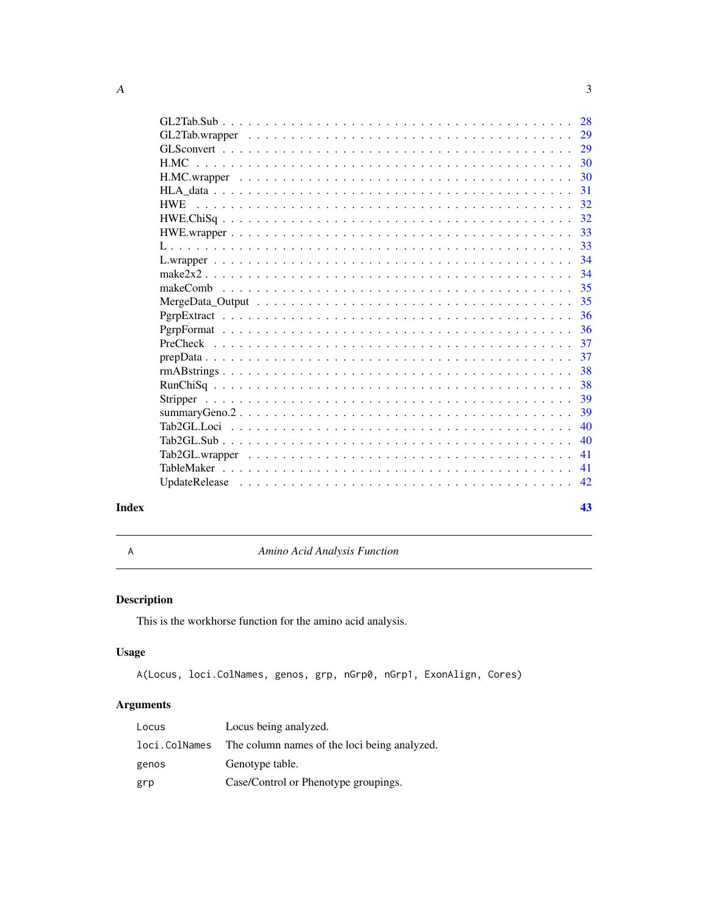GL2Tab.Sub . . . . . . . . . . . . . . . . . . . . . . . . . . . . . . . . . . . . 28
GL2Tab.wrapper . . . . . . . . . . . . . . . . . . . . . . . . . . . . . . . . . . 29
GLSconvert . . . . . . . . . . . . . . . . . . . . . . . . . . . . . . . . . . . . 29
H.MC . . . . . . . . . . . . . . . . . . . . . . . . . . . . . . . . . . . . . . . 30
H.MC.wrapper . . . . . . . . . . . . . . . . . . . . . . . . . . . . . . . . . . . 30
HLA_data . . . . . . . . . . . . . . . . . . . . . . . . . . . . . . . . . . . . . 31
HWE . . . . . . . . . . . . . . . . . . . . . . . . . . . . . . . . . . . . . . . 32
HWE.ChiSq . . . . . . . . . . . . . . . . . . . . . . . . . . . . . . . . . . . . 32
HWE.wrapper . . . . . . . . . . . . . . . . . . . . . . . . . . . . . . . . . . . 33
L . . . . . . . . . . . . . . . . . . . . . . . . . . . . . . . . . . . . . . . . . 33
L.wrapper . . . . . . . . . . . . . . . . . . . . . . . . . . . . . . . . . . . . . 34
make2x2 . . . . . . . . . . . . . . . . . . . . . . . . . . . . . . . . . . . . . 34
makeComb . . . . . . . . . . . . . . . . . . . . . . . . . . . . . . . . . . . . 35
MergeData_Output . . . . . . . . . . . . . . . . . . . . . . . . . . . . . . . . 35
PgrpExtract . . . . . . . . . . . . . . . . . . . . . . . . . . . . . . . . . . . . 36
PgrpFormat . . . . . . . . . . . . . . . . . . . . . . . . . . . . . . . . . . . . 36
PreCheck . . . . . . . . . . . . . . . . . . . . . . . . . . . . . . . . . . . . . 37
prepData . . . . . . . . . . . . . . . . . . . . . . . . . . . . . . . . . . . . . 37
rmABstrings . . . . . . . . . . . . . . . . . . . . . . . . . . . . . . . . . . . 38
RunChiSq . . . . . . . . . . . . . . . . . . . . . . . . . . . . . . . . . . . . . 38
Stripper . . . . . . . . . . . . . . . . . . . . . . . . . . . . . . . . . . . . . 39
summaryGeno.2 . . . . . . . . . . . . . . . . . . . . . . . . . . . . . . . . . . 39
Tab2GL.Loci . . . . . . . . . . . . . . . . . . . . . . . . . . . . . . . . . . . 40
Tab2GL.Sub . . . . . . . . . . . . . . . . . . . . . . . . . . . . . . . . . . . . 40
Tab2GL.wrapper . . . . . . . . . . . . . . . . . . . . . . . . . . . . . . . . . . 41
TableMaker . . . . . . . . . . . . . . . . . . . . . . . . . . . . . . . . . . . . 41
UpdateRelease . . . . . . . . . . . . . . . . . . . . . . . . . . . . . . . . . . 42

**Index** **43**

---

`A` *Amino Acid Analysis Function*

---

## Description

This is the workhorse function for the amino acid analysis.

## Usage

```
A(Locus, loci.ColNames, genos, grp, nGrp0, nGrp1, ExonAlign, Cores)
```

## Arguments

| | |
|---|---|
| `Locus` | Locus being analyzed. |
| `loci.ColNames` | The column names of the loci being analyzed. |
| `genos` | Genotype table. |
| `grp` | Case/Control or Phenotype groupings. |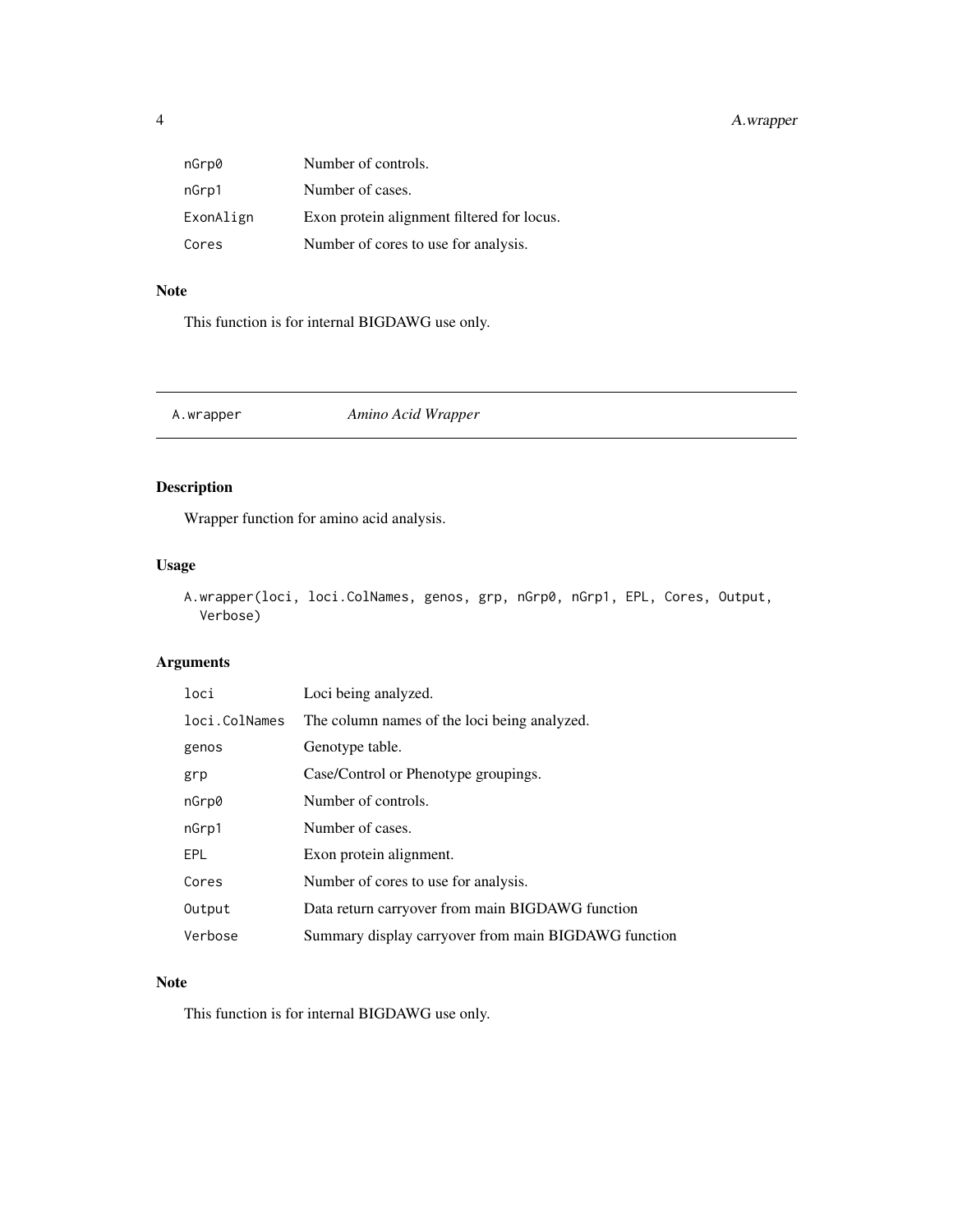| | |
|---|---|
| nGrp0 | Number of controls. |
| nGrp1 | Number of cases. |
| ExonAlign | Exon protein alignment filtered for locus. |
| Cores | Number of cores to use for analysis. |

### Note

This function is for internal BIGDAWG use only.

---

## A.wrapper *Amino Acid Wrapper*

---

### Description

Wrapper function for amino acid analysis.

### Usage

```
A.wrapper(loci, loci.ColNames, genos, grp, nGrp0, nGrp1, EPL, Cores, Output,
  Verbose)
```

### Arguments

| | |
|---|---|
| loci | Loci being analyzed. |
| loci.ColNames | The column names of the loci being analyzed. |
| genos | Genotype table. |
| grp | Case/Control or Phenotype groupings. |
| nGrp0 | Number of controls. |
| nGrp1 | Number of cases. |
| EPL | Exon protein alignment. |
| Cores | Number of cores to use for analysis. |
| Output | Data return carryover from main BIGDAWG function |
| Verbose | Summary display carryover from main BIGDAWG function |

### Note

This function is for internal BIGDAWG use only.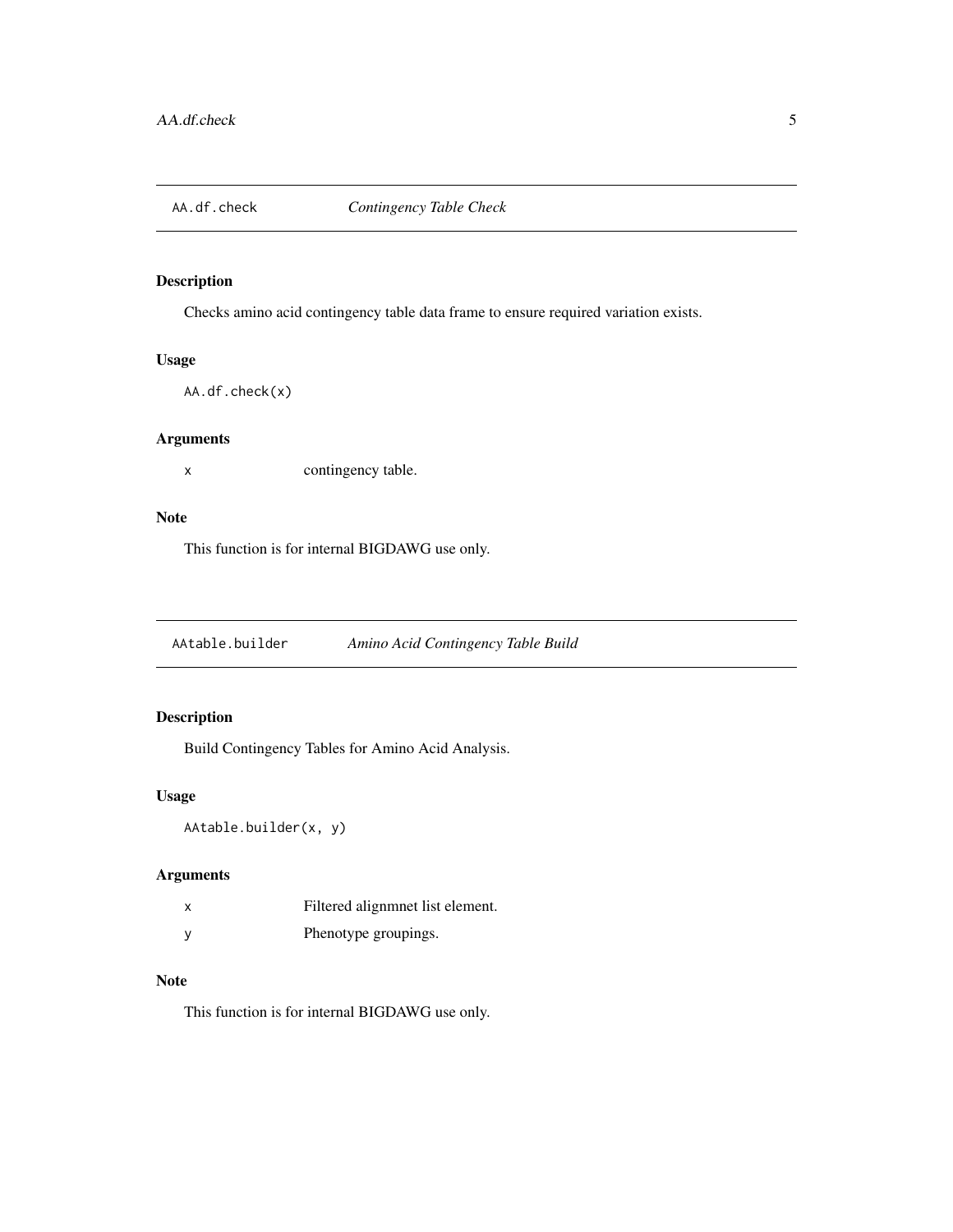## AA.df.check — *Contingency Table Check*

### Description

Checks amino acid contingency table data frame to ensure required variation exists.

### Usage

```
AA.df.check(x)
```

### Arguments

| | |
|---|---|
| x | contingency table. |

### Note

This function is for internal BIGDAWG use only.

## AAtable.builder — *Amino Acid Contingency Table Build*

### Description

Build Contingency Tables for Amino Acid Analysis.

### Usage

```
AAtable.builder(x, y)
```

### Arguments

| | |
|---|---|
| x | Filtered alignmnet list element. |
| y | Phenotype groupings. |

### Note

This function is for internal BIGDAWG use only.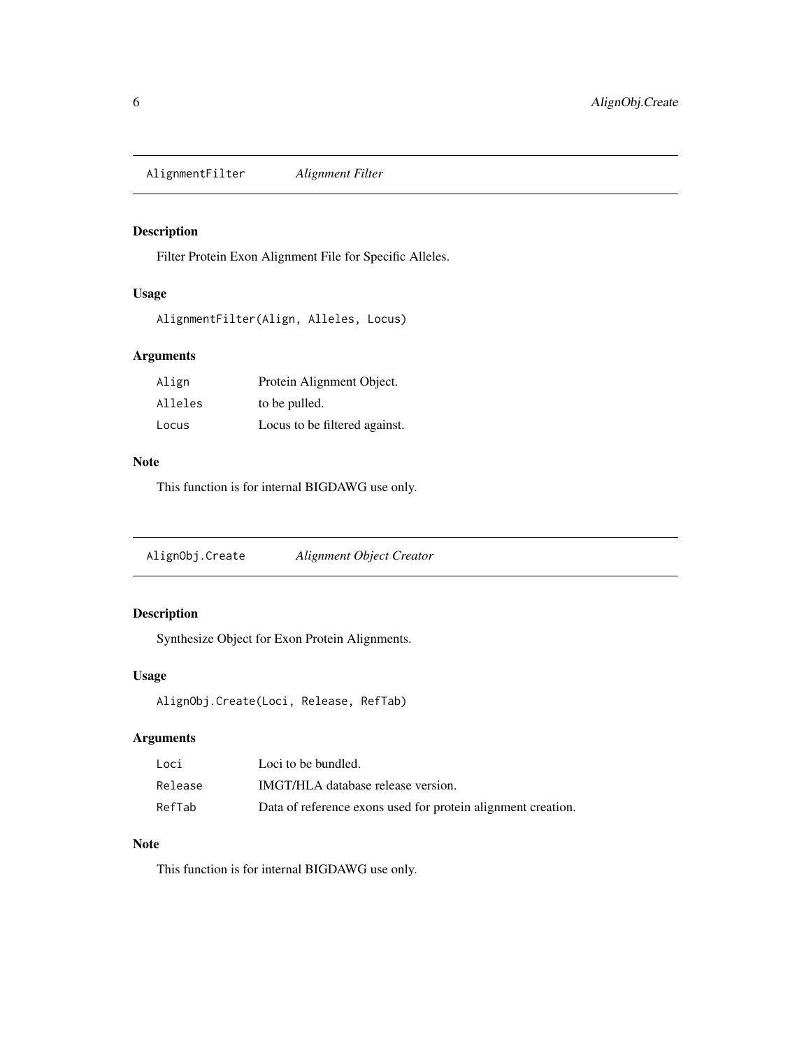## AlignmentFilter *Alignment Filter*

### Description

Filter Protein Exon Alignment File for Specific Alleles.

### Usage

```
AlignmentFilter(Align, Alleles, Locus)
```

### Arguments

| | |
|---|---|
| `Align` | Protein Alignment Object. |
| `Alleles` | to be pulled. |
| `Locus` | Locus to be filtered against. |

### Note

This function is for internal BIGDAWG use only.

## AlignObj.Create *Alignment Object Creator*

### Description

Synthesize Object for Exon Protein Alignments.

### Usage

```
AlignObj.Create(Loci, Release, RefTab)
```

### Arguments

| | |
|---|---|
| `Loci` | Loci to be bundled. |
| `Release` | IMGT/HLA database release version. |
| `RefTab` | Data of reference exons used for protein alignment creation. |

### Note

This function is for internal BIGDAWG use only.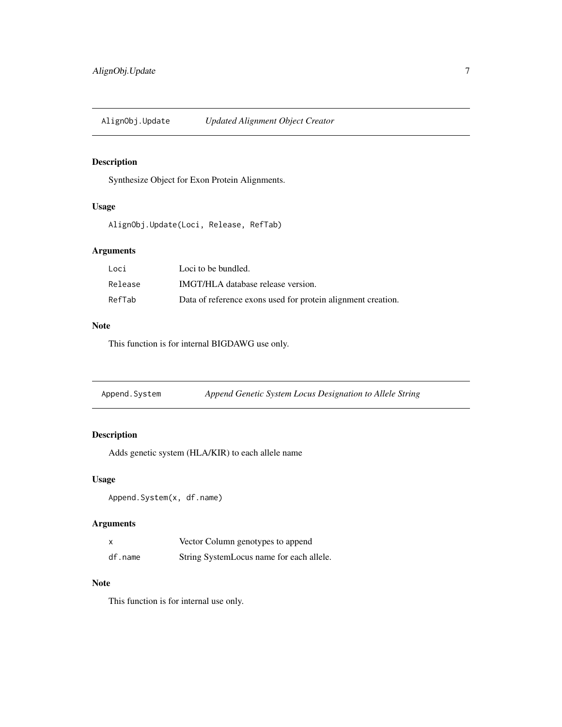## AlignObj.Update — *Updated Alignment Object Creator*

### Description

Synthesize Object for Exon Protein Alignments.

### Usage

```
AlignObj.Update(Loci, Release, RefTab)
```

### Arguments

| | |
|---|---|
| `Loci` | Loci to be bundled. |
| `Release` | IMGT/HLA database release version. |
| `RefTab` | Data of reference exons used for protein alignment creation. |

### Note

This function is for internal BIGDAWG use only.

## Append.System — *Append Genetic System Locus Designation to Allele String*

### Description

Adds genetic system (HLA/KIR) to each allele name

### Usage

```
Append.System(x, df.name)
```

### Arguments

| | |
|---|---|
| `x` | Vector Column genotypes to append |
| `df.name` | String SystemLocus name for each allele. |

### Note

This function is for internal use only.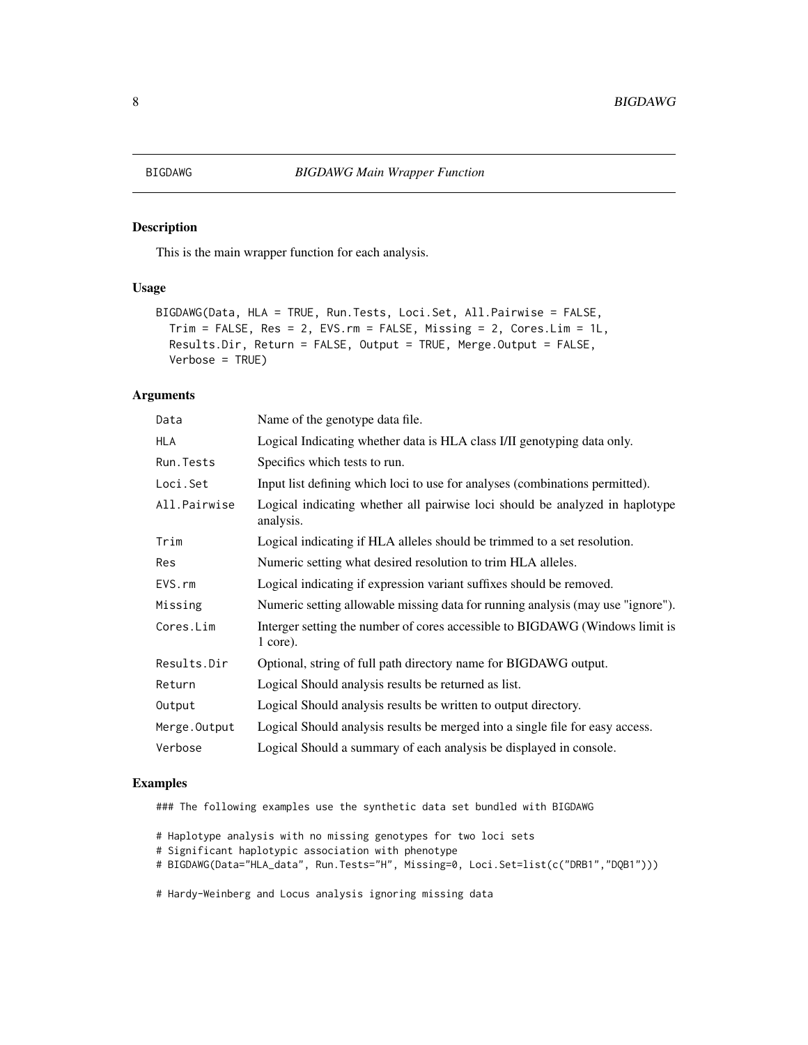BIGDAWG — *BIGDAWG Main Wrapper Function*

## Description

This is the main wrapper function for each analysis.

## Usage

```
BIGDAWG(Data, HLA = TRUE, Run.Tests, Loci.Set, All.Pairwise = FALSE,
  Trim = FALSE, Res = 2, EVS.rm = FALSE, Missing = 2, Cores.Lim = 1L,
  Results.Dir, Return = FALSE, Output = TRUE, Merge.Output = FALSE,
  Verbose = TRUE)
```

## Arguments

| | |
|---|---|
| `Data` | Name of the genotype data file. |
| `HLA` | Logical Indicating whether data is HLA class I/II genotyping data only. |
| `Run.Tests` | Specifics which tests to run. |
| `Loci.Set` | Input list defining which loci to use for analyses (combinations permitted). |
| `All.Pairwise` | Logical indicating whether all pairwise loci should be analyzed in haplotype analysis. |
| `Trim` | Logical indicating if HLA alleles should be trimmed to a set resolution. |
| `Res` | Numeric setting what desired resolution to trim HLA alleles. |
| `EVS.rm` | Logical indicating if expression variant suffixes should be removed. |
| `Missing` | Numeric setting allowable missing data for running analysis (may use "ignore"). |
| `Cores.Lim` | Interger setting the number of cores accessible to BIGDAWG (Windows limit is 1 core). |
| `Results.Dir` | Optional, string of full path directory name for BIGDAWG output. |
| `Return` | Logical Should analysis results be returned as list. |
| `Output` | Logical Should analysis results be written to output directory. |
| `Merge.Output` | Logical Should analysis results be merged into a single file for easy access. |
| `Verbose` | Logical Should a summary of each analysis be displayed in console. |

## Examples

```
### The following examples use the synthetic data set bundled with BIGDAWG

# Haplotype analysis with no missing genotypes for two loci sets
# Significant haplotypic association with phenotype
# BIGDAWG(Data="HLA_data", Run.Tests="H", Missing=0, Loci.Set=list(c("DRB1","DQB1")))

# Hardy-Weinberg and Locus analysis ignoring missing data
```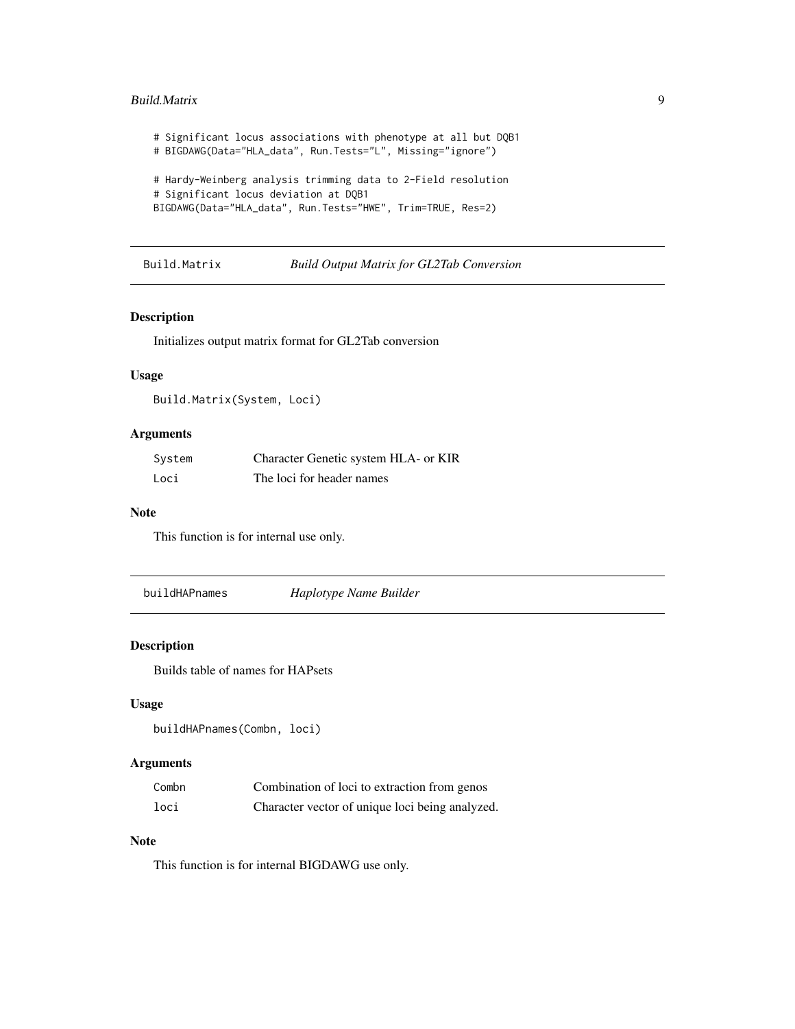```
# Significant locus associations with phenotype at all but DQB1
# BIGDAWG(Data="HLA_data", Run.Tests="L", Missing="ignore")

# Hardy-Weinberg analysis trimming data to 2-Field resolution
# Significant locus deviation at DQB1
BIGDAWG(Data="HLA_data", Run.Tests="HWE", Trim=TRUE, Res=2)
```

## Build.Matrix — *Build Output Matrix for GL2Tab Conversion*

### Description

Initializes output matrix format for GL2Tab conversion

### Usage

```
Build.Matrix(System, Loci)
```

### Arguments

| | |
|---|---|
| System | Character Genetic system HLA- or KIR |
| Loci | The loci for header names |

### Note

This function is for internal use only.

## buildHAPnames — *Haplotype Name Builder*

### Description

Builds table of names for HAPsets

### Usage

```
buildHAPnames(Combn, loci)
```

### Arguments

| | |
|---|---|
| Combn | Combination of loci to extraction from genos |
| loci | Character vector of unique loci being analyzed. |

### Note

This function is for internal BIGDAWG use only.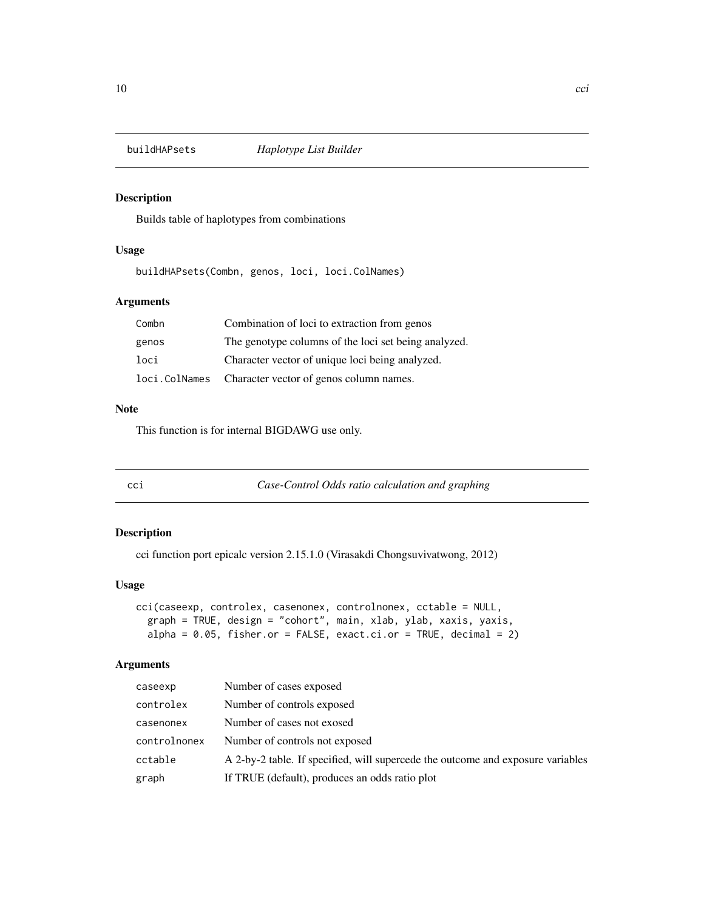## buildHAPsets *Haplotype List Builder*

### Description

Builds table of haplotypes from combinations

### Usage

```
buildHAPsets(Combn, genos, loci, loci.ColNames)
```

### Arguments

| | |
|---|---|
| Combn | Combination of loci to extraction from genos |
| genos | The genotype columns of the loci set being analyzed. |
| loci | Character vector of unique loci being analyzed. |
| loci.ColNames | Character vector of genos column names. |

### Note

This function is for internal BIGDAWG use only.

## cci *Case-Control Odds ratio calculation and graphing*

### Description

cci function port epicalc version 2.15.1.0 (Virasakdi Chongsuvivatwong, 2012)

### Usage

```
cci(caseexp, controlex, casenonex, controlnonex, cctable = NULL,
  graph = TRUE, design = "cohort", main, xlab, ylab, xaxis, yaxis,
  alpha = 0.05, fisher.or = FALSE, exact.ci.or = TRUE, decimal = 2)
```

### Arguments

| | |
|---|---|
| caseexp | Number of cases exposed |
| controlex | Number of controls exposed |
| casenonex | Number of cases not exosed |
| controlnonex | Number of controls not exposed |
| cctable | A 2-by-2 table. If specified, will supercede the outcome and exposure variables |
| graph | If TRUE (default), produces an odds ratio plot |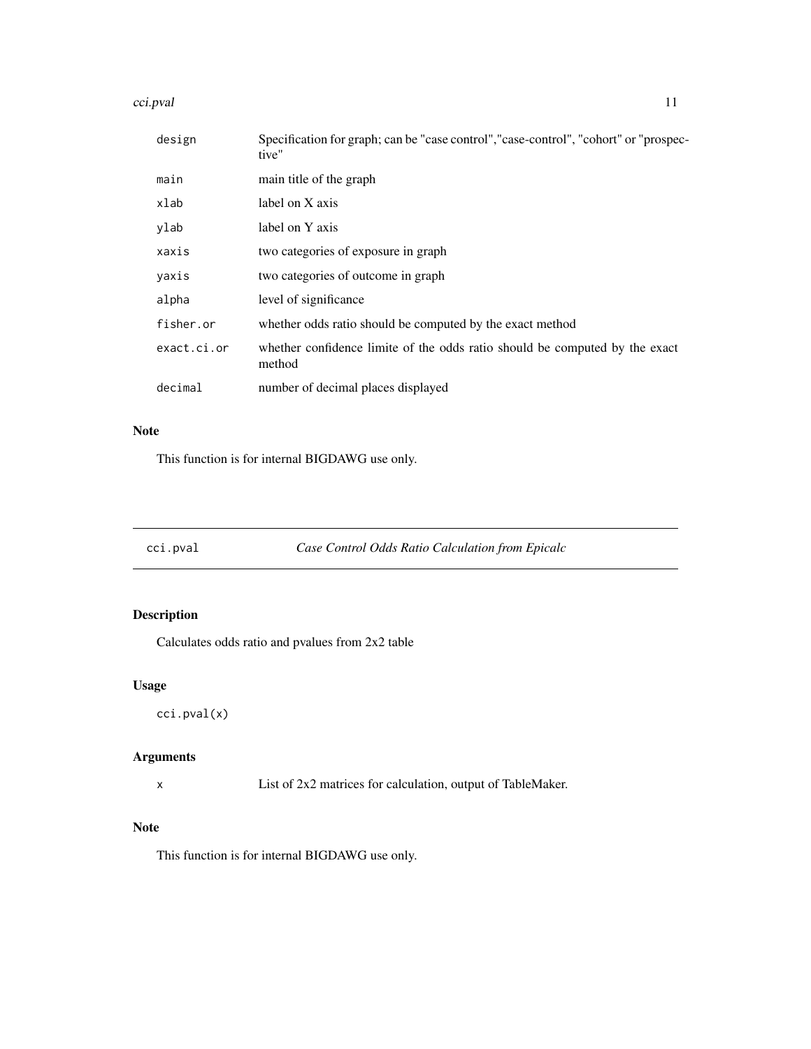| | |
|---|---|
| `design` | Specification for graph; can be "case control","case-control", "cohort" or "prospective" |
| `main` | main title of the graph |
| `xlab` | label on X axis |
| `ylab` | label on Y axis |
| `xaxis` | two categories of exposure in graph |
| `yaxis` | two categories of outcome in graph |
| `alpha` | level of significance |
| `fisher.or` | whether odds ratio should be computed by the exact method |
| `exact.ci.or` | whether confidence limite of the odds ratio should be computed by the exact method |
| `decimal` | number of decimal places displayed |

### Note

This function is for internal BIGDAWG use only.

---

## `cci.pval` *Case Control Odds Ratio Calculation from Epicalc*

---

### Description

Calculates odds ratio and pvalues from 2x2 table

### Usage

```
cci.pval(x)
```

### Arguments

| | |
|---|---|
| `x` | List of 2x2 matrices for calculation, output of TableMaker. |

### Note

This function is for internal BIGDAWG use only.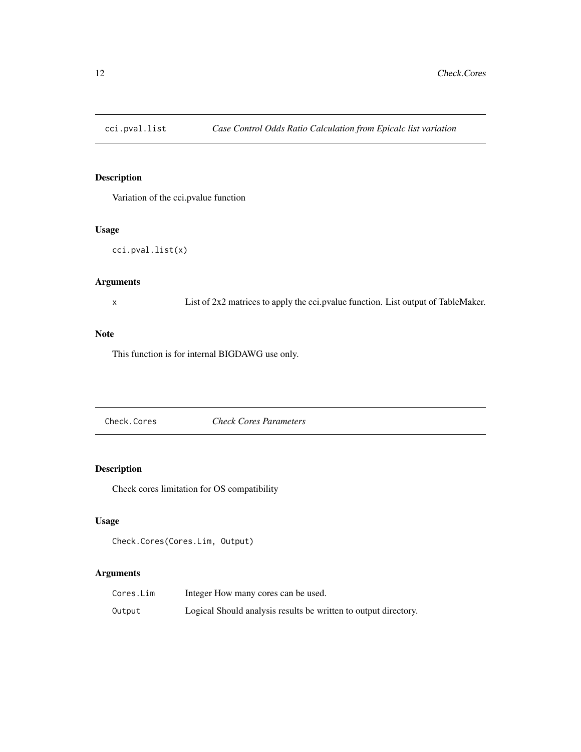## cci.pval.list — *Case Control Odds Ratio Calculation from Epicalc list variation*

### Description

Variation of the cci.pvalue function

### Usage

```
cci.pval.list(x)
```

### Arguments

| | |
|---|---|
| x | List of 2x2 matrices to apply the cci.pvalue function. List output of TableMaker. |

### Note

This function is for internal BIGDAWG use only.

## Check.Cores — *Check Cores Parameters*

### Description

Check cores limitation for OS compatibility

### Usage

```
Check.Cores(Cores.Lim, Output)
```

### Arguments

| | |
|---|---|
| Cores.Lim | Integer How many cores can be used. |
| Output | Logical Should analysis results be written to output directory. |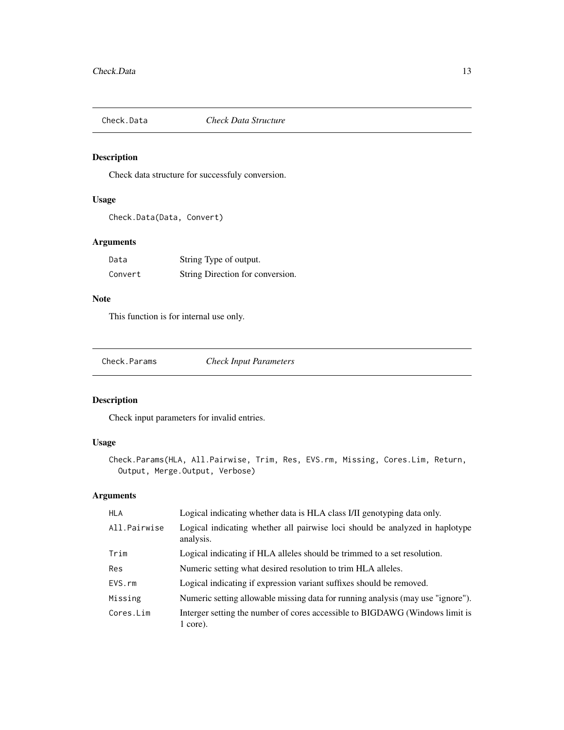## Check.Data *Check Data Structure*

### Description

Check data structure for successfuly conversion.

### Usage

```
Check.Data(Data, Convert)
```

### Arguments

| | |
|---|---|
| Data | String Type of output. |
| Convert | String Direction for conversion. |

### Note

This function is for internal use only.

## Check.Params *Check Input Parameters*

### Description

Check input parameters for invalid entries.

### Usage

```
Check.Params(HLA, All.Pairwise, Trim, Res, EVS.rm, Missing, Cores.Lim, Return,
  Output, Merge.Output, Verbose)
```

### Arguments

| | |
|---|---|
| HLA | Logical indicating whether data is HLA class I/II genotyping data only. |
| All.Pairwise | Logical indicating whether all pairwise loci should be analyzed in haplotype analysis. |
| Trim | Logical indicating if HLA alleles should be trimmed to a set resolution. |
| Res | Numeric setting what desired resolution to trim HLA alleles. |
| EVS.rm | Logical indicating if expression variant suffixes should be removed. |
| Missing | Numeric setting allowable missing data for running analysis (may use "ignore"). |
| Cores.Lim | Interger setting the number of cores accessible to BIGDAWG (Windows limit is 1 core). |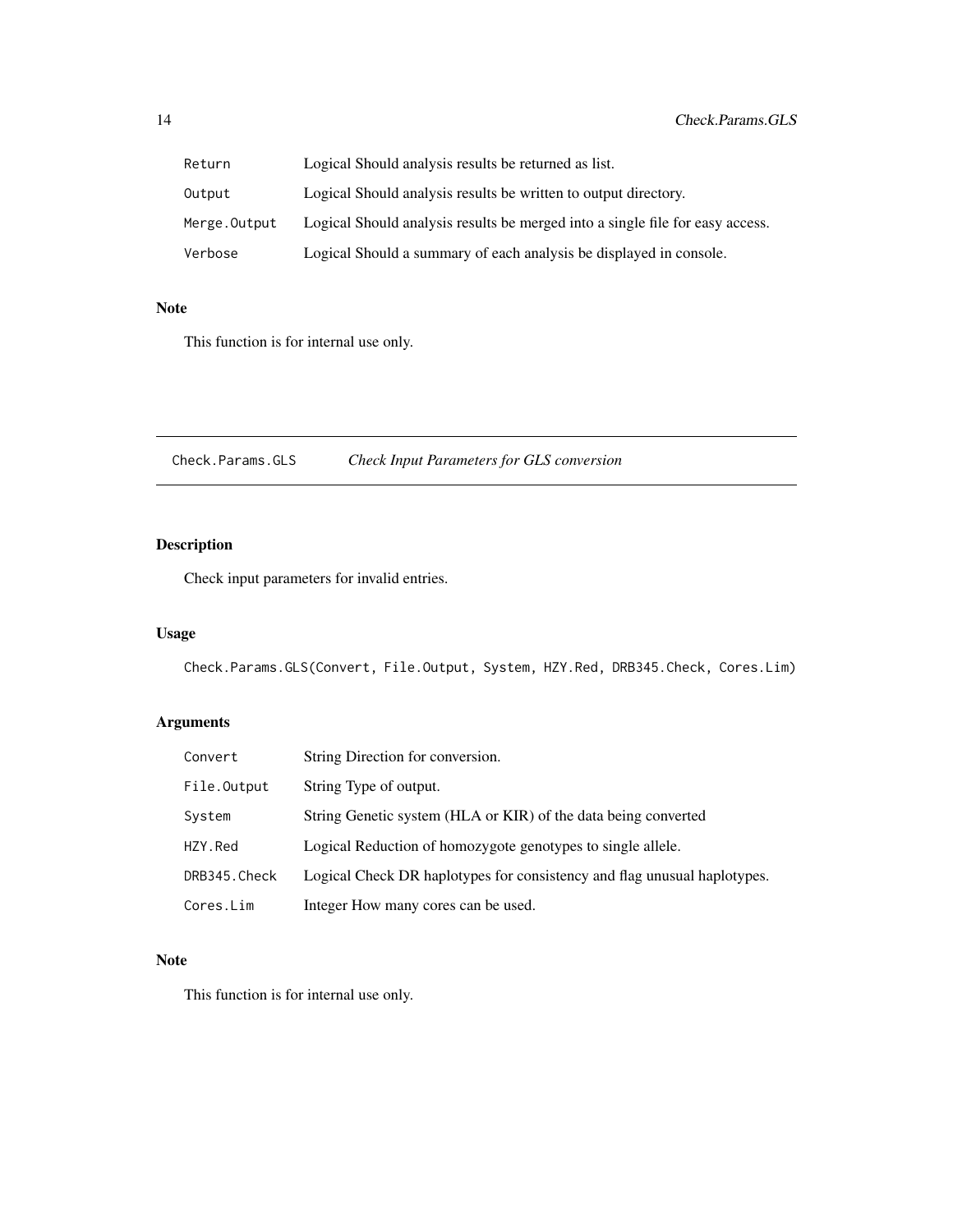| | |
|---|---|
| `Return` | Logical Should analysis results be returned as list. |
| `Output` | Logical Should analysis results be written to output directory. |
| `Merge.Output` | Logical Should analysis results be merged into a single file for easy access. |
| `Verbose` | Logical Should a summary of each analysis be displayed in console. |

## Note

This function is for internal use only.

---

# `Check.Params.GLS` *Check Input Parameters for GLS conversion*

---

## Description

Check input parameters for invalid entries.

## Usage

```
Check.Params.GLS(Convert, File.Output, System, HZY.Red, DRB345.Check, Cores.Lim)
```

## Arguments

| | |
|---|---|
| `Convert` | String Direction for conversion. |
| `File.Output` | String Type of output. |
| `System` | String Genetic system (HLA or KIR) of the data being converted |
| `HZY.Red` | Logical Reduction of homozygote genotypes to single allele. |
| `DRB345.Check` | Logical Check DR haplotypes for consistency and flag unusual haplotypes. |
| `Cores.Lim` | Integer How many cores can be used. |

## Note

This function is for internal use only.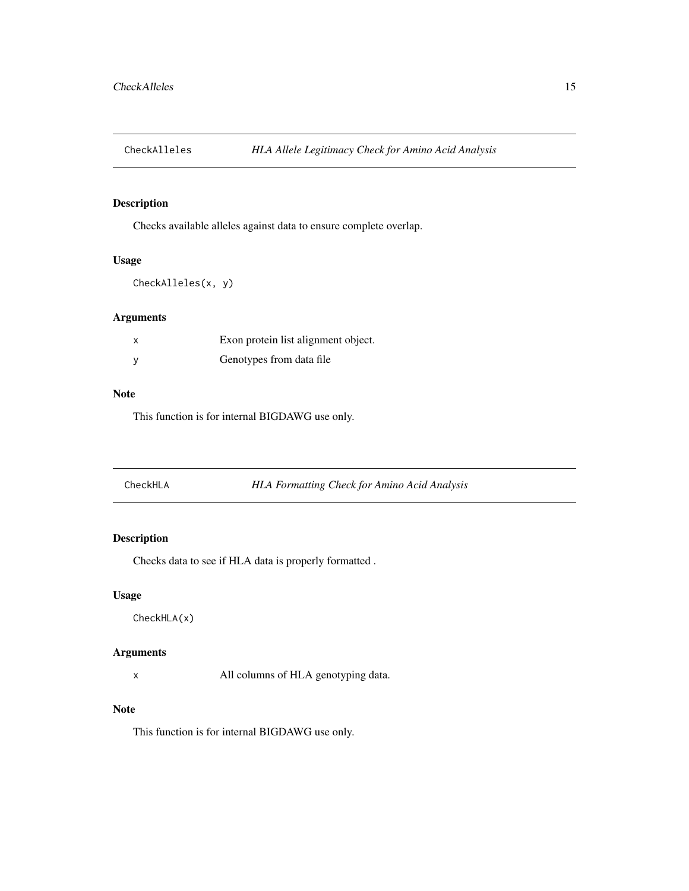## CheckAlleles — *HLA Allele Legitimacy Check for Amino Acid Analysis*

### Description

Checks available alleles against data to ensure complete overlap.

### Usage

```
CheckAlleles(x, y)
```

### Arguments

| | |
|---|---|
| x | Exon protein list alignment object. |
| y | Genotypes from data file |

### Note

This function is for internal BIGDAWG use only.

## CheckHLA — *HLA Formatting Check for Amino Acid Analysis*

### Description

Checks data to see if HLA data is properly formatted .

### Usage

```
CheckHLA(x)
```

### Arguments

| | |
|---|---|
| x | All columns of HLA genotyping data. |

### Note

This function is for internal BIGDAWG use only.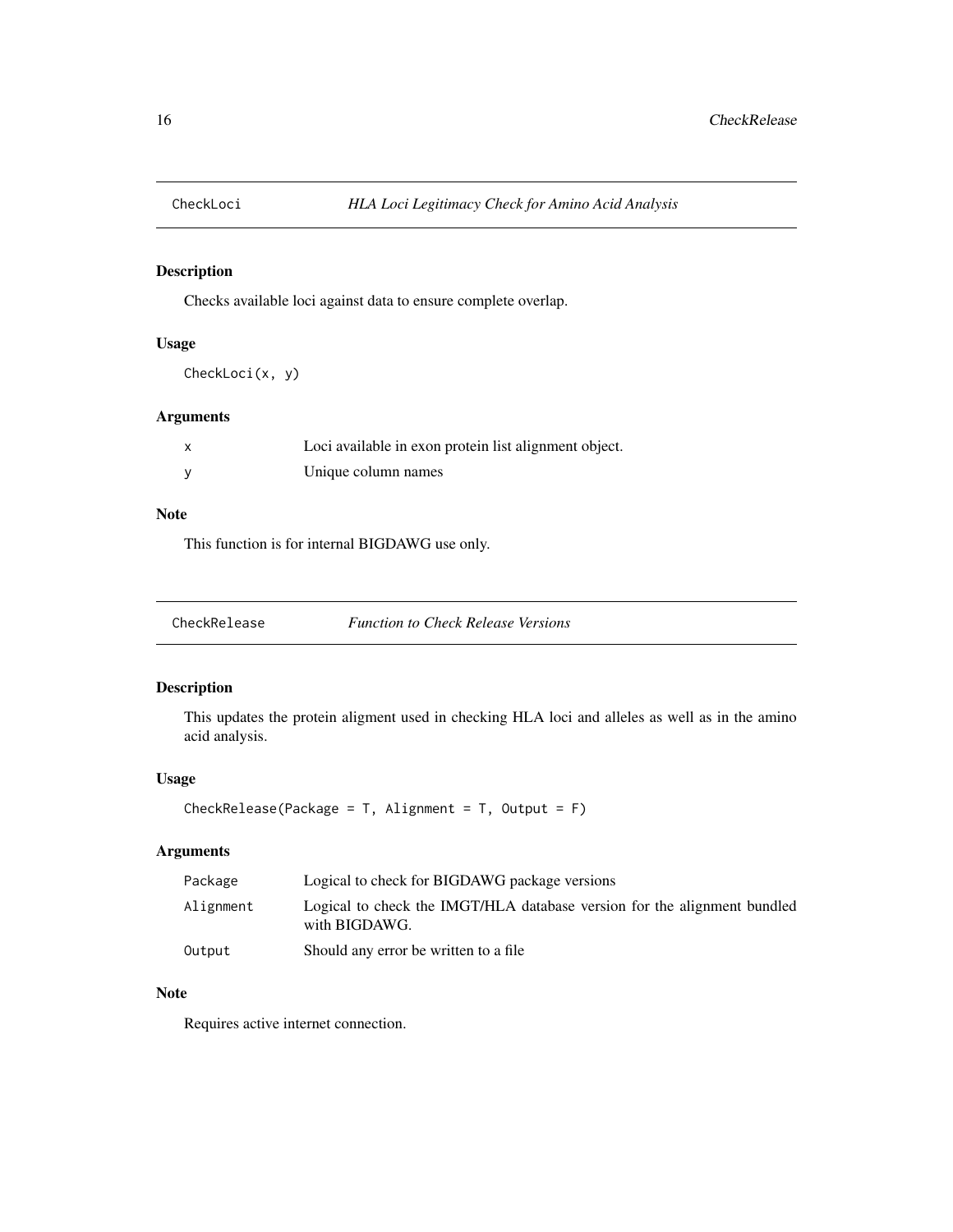## CheckLoci — *HLA Loci Legitimacy Check for Amino Acid Analysis*

### Description

Checks available loci against data to ensure complete overlap.

### Usage

```
CheckLoci(x, y)
```

### Arguments

| | |
|---|---|
| x | Loci available in exon protein list alignment object. |
| y | Unique column names |

### Note

This function is for internal BIGDAWG use only.

## CheckRelease — *Function to Check Release Versions*

### Description

This updates the protein aligment used in checking HLA loci and alleles as well as in the amino acid analysis.

### Usage

```
CheckRelease(Package = T, Alignment = T, Output = F)
```

### Arguments

| | |
|---|---|
| Package | Logical to check for BIGDAWG package versions |
| Alignment | Logical to check the IMGT/HLA database version for the alignment bundled with BIGDAWG. |
| Output | Should any error be written to a file |

### Note

Requires active internet connection.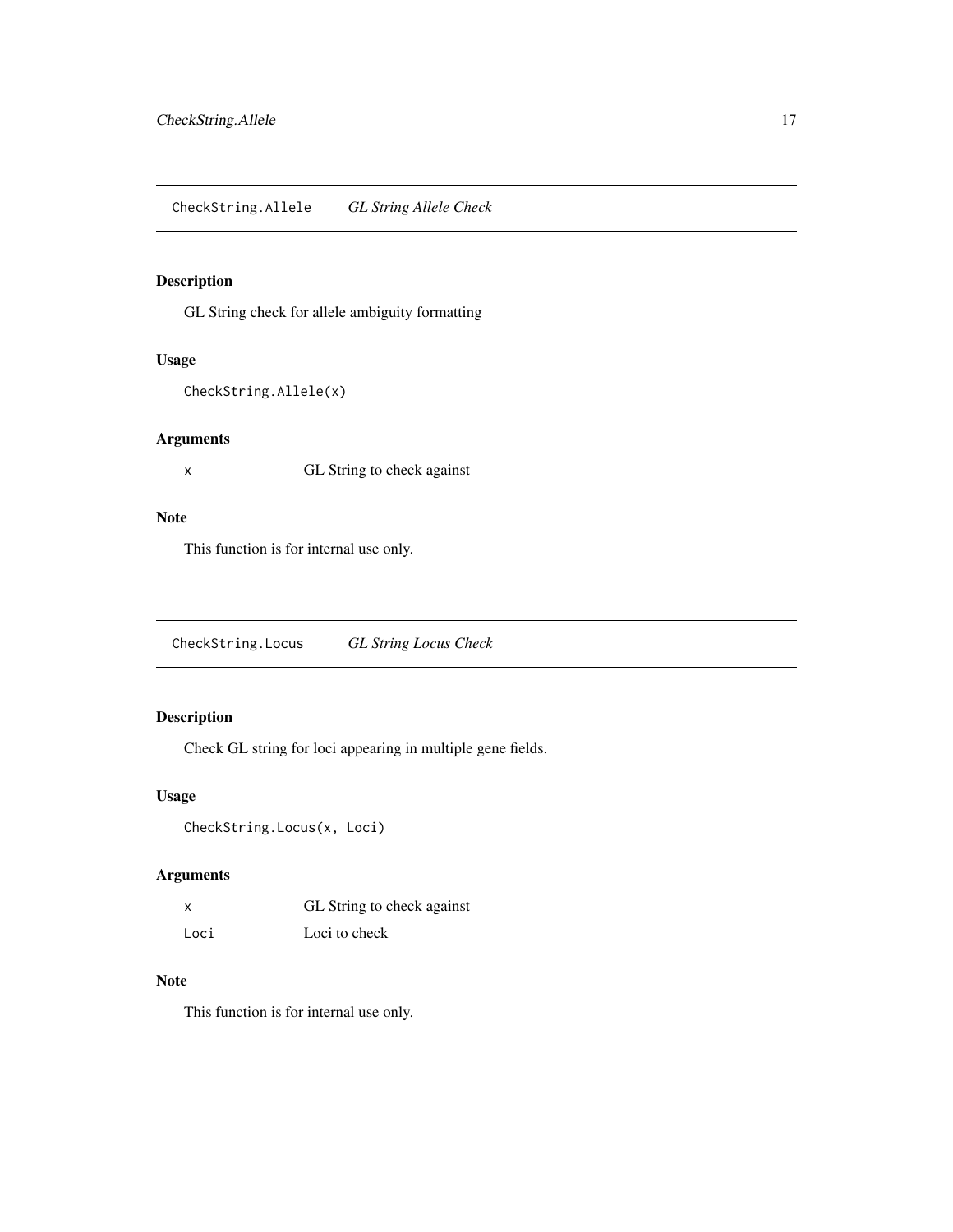## `CheckString.Allele` *GL String Allele Check*

### Description

GL String check for allele ambiguity formatting

### Usage

```
CheckString.Allele(x)
```

### Arguments

| | |
|---|---|
| `x` | GL String to check against |

### Note

This function is for internal use only.

## `CheckString.Locus` *GL String Locus Check*

### Description

Check GL string for loci appearing in multiple gene fields.

### Usage

```
CheckString.Locus(x, Loci)
```

### Arguments

| | |
|---|---|
| `x` | GL String to check against |
| `Loci` | Loci to check |

### Note

This function is for internal use only.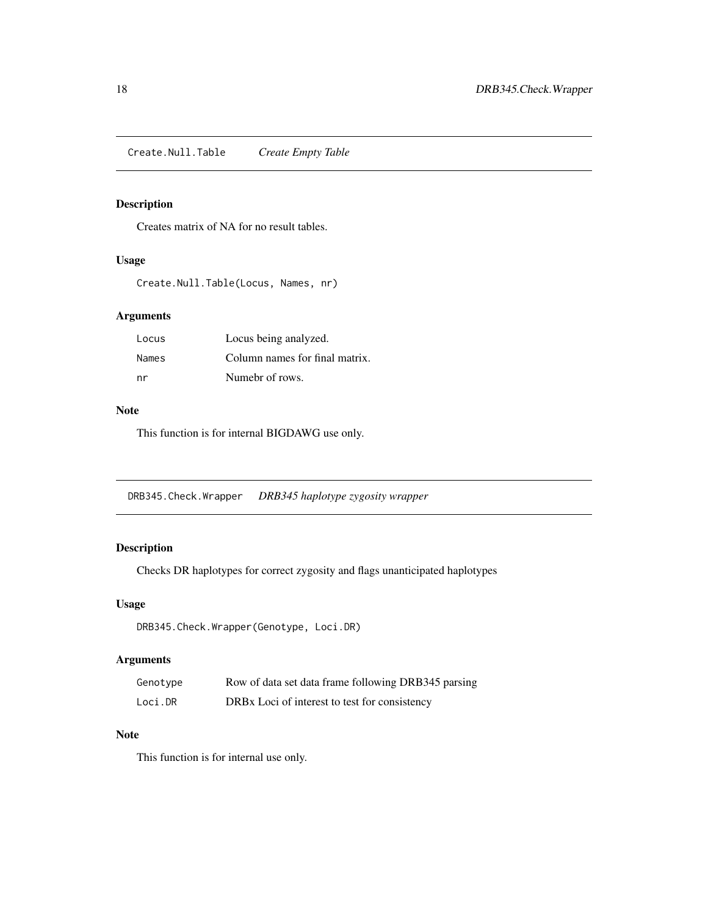## Create.Null.Table *Create Empty Table*

### Description

Creates matrix of NA for no result tables.

### Usage

```
Create.Null.Table(Locus, Names, nr)
```

### Arguments

| | |
|---|---|
| Locus | Locus being analyzed. |
| Names | Column names for final matrix. |
| nr | Numebr of rows. |

### Note

This function is for internal BIGDAWG use only.

## DRB345.Check.Wrapper *DRB345 haplotype zygosity wrapper*

### Description

Checks DR haplotypes for correct zygosity and flags unanticipated haplotypes

### Usage

```
DRB345.Check.Wrapper(Genotype, Loci.DR)
```

### Arguments

| | |
|---|---|
| Genotype | Row of data set data frame following DRB345 parsing |
| Loci.DR | DRBx Loci of interest to test for consistency |

### Note

This function is for internal use only.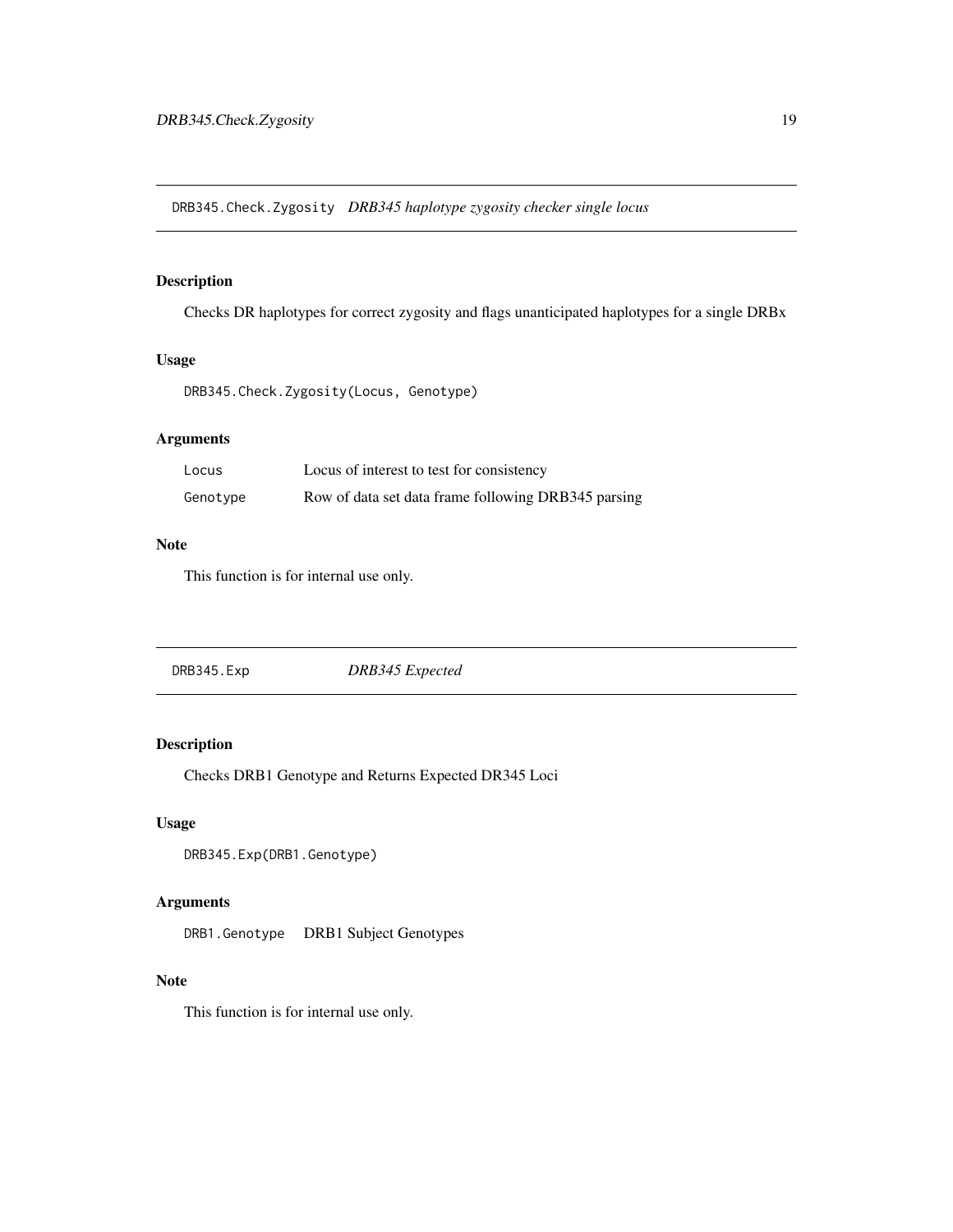## DRB345.Check.Zygosity *DRB345 haplotype zygosity checker single locus*

### Description

Checks DR haplotypes for correct zygosity and flags unanticipated haplotypes for a single DRBx

### Usage

```
DRB345.Check.Zygosity(Locus, Genotype)
```

### Arguments

| | |
|---|---|
| Locus | Locus of interest to test for consistency |
| Genotype | Row of data set data frame following DRB345 parsing |

### Note

This function is for internal use only.

## DRB345.Exp *DRB345 Expected*

### Description

Checks DRB1 Genotype and Returns Expected DR345 Loci

### Usage

```
DRB345.Exp(DRB1.Genotype)
```

### Arguments

| | |
|---|---|
| DRB1.Genotype | DRB1 Subject Genotypes |

### Note

This function is for internal use only.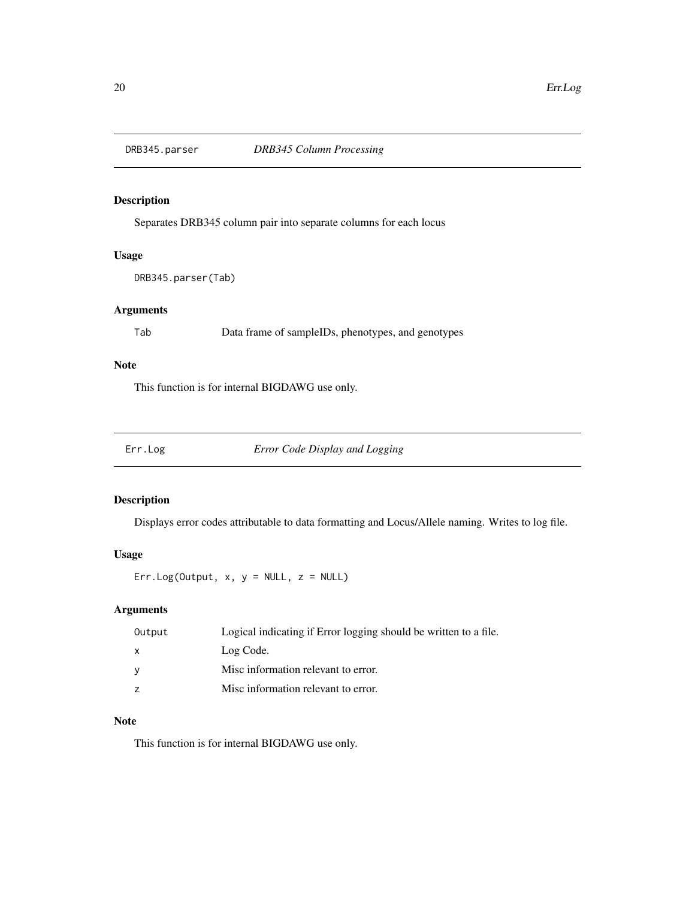## DRB345.parser *DRB345 Column Processing*

### Description

Separates DRB345 column pair into separate columns for each locus

### Usage

```
DRB345.parser(Tab)
```

### Arguments

| | |
|---|---|
| Tab | Data frame of sampleIDs, phenotypes, and genotypes |

### Note

This function is for internal BIGDAWG use only.

## Err.Log *Error Code Display and Logging*

### Description

Displays error codes attributable to data formatting and Locus/Allele naming. Writes to log file.

### Usage

```
Err.Log(Output, x, y = NULL, z = NULL)
```

### Arguments

| | |
|---|---|
| Output | Logical indicating if Error logging should be written to a file. |
| x | Log Code. |
| y | Misc information relevant to error. |
| z | Misc information relevant to error. |

### Note

This function is for internal BIGDAWG use only.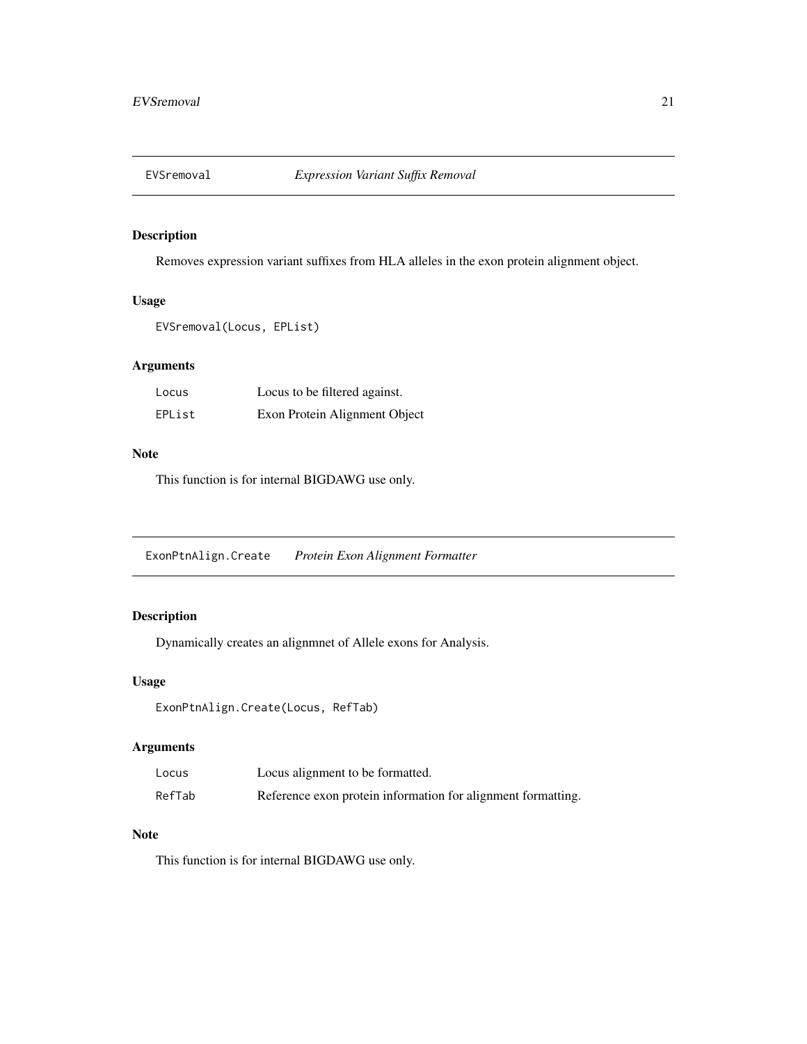## EVSremoval *Expression Variant Suffix Removal*

### Description

Removes expression variant suffixes from HLA alleles in the exon protein alignment object.

### Usage

```
EVSremoval(Locus, EPList)
```

### Arguments

| | |
|---|---|
| Locus | Locus to be filtered against. |
| EPList | Exon Protein Alignment Object |

### Note

This function is for internal BIGDAWG use only.

## ExonPtnAlign.Create *Protein Exon Alignment Formatter*

### Description

Dynamically creates an alignmnet of Allele exons for Analysis.

### Usage

```
ExonPtnAlign.Create(Locus, RefTab)
```

### Arguments

| | |
|---|---|
| Locus | Locus alignment to be formatted. |
| RefTab | Reference exon protein information for alignment formatting. |

### Note

This function is for internal BIGDAWG use only.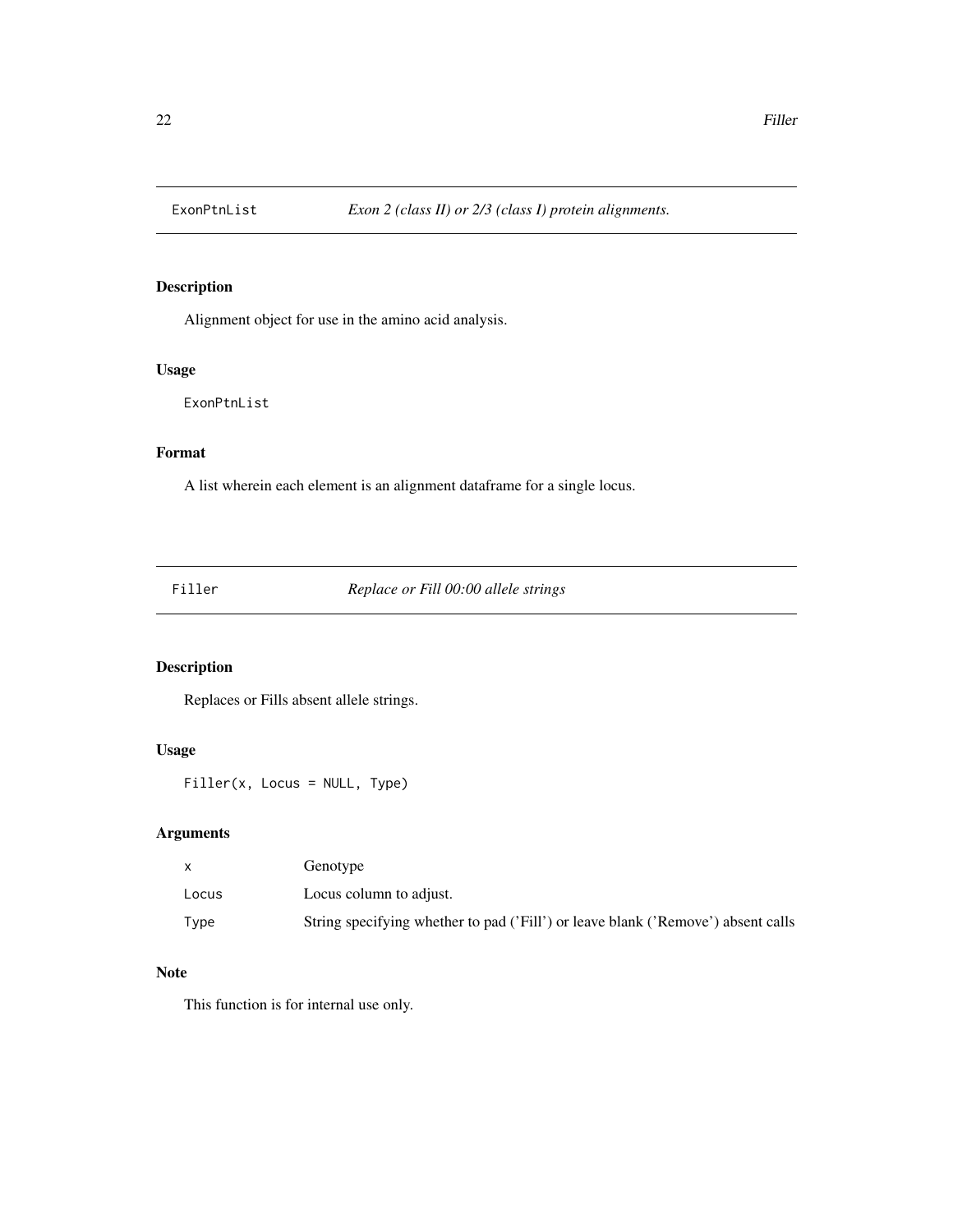## ExonPtnList — *Exon 2 (class II) or 2/3 (class I) protein alignments.*

### Description

Alignment object for use in the amino acid analysis.

### Usage

```
ExonPtnList
```

### Format

A list wherein each element is an alignment dataframe for a single locus.

## Filler — *Replace or Fill 00:00 allele strings*

### Description

Replaces or Fills absent allele strings.

### Usage

```
Filler(x, Locus = NULL, Type)
```

### Arguments

| | |
|---|---|
| x | Genotype |
| Locus | Locus column to adjust. |
| Type | String specifying whether to pad ('Fill') or leave blank ('Remove') absent calls |

### Note

This function is for internal use only.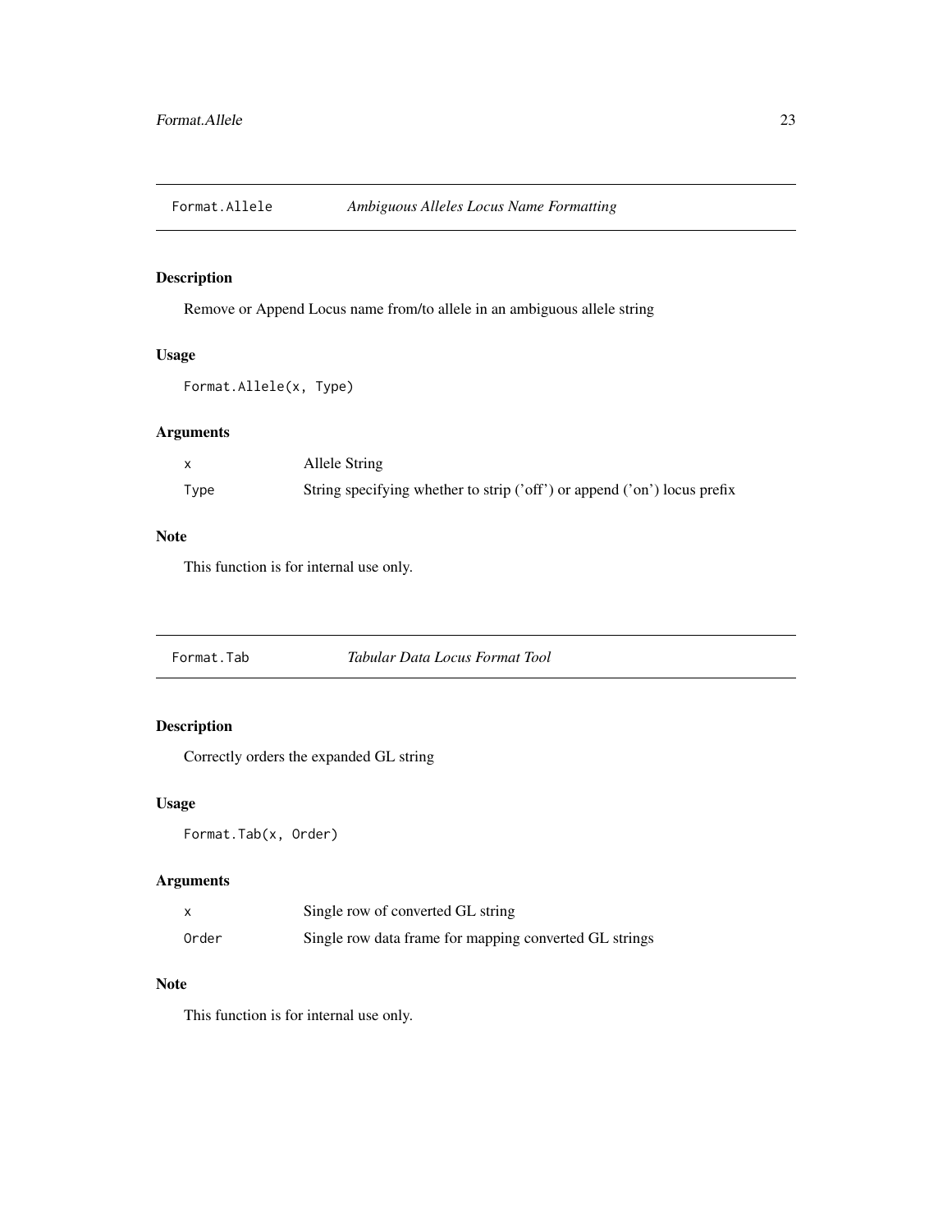## Format.Allele — *Ambiguous Alleles Locus Name Formatting*

### Description

Remove or Append Locus name from/to allele in an ambiguous allele string

### Usage

```
Format.Allele(x, Type)
```

### Arguments

| | |
|---|---|
| `x` | Allele String |
| `Type` | String specifying whether to strip ('off') or append ('on') locus prefix |

### Note

This function is for internal use only.

## Format.Tab — *Tabular Data Locus Format Tool*

### Description

Correctly orders the expanded GL string

### Usage

```
Format.Tab(x, Order)
```

### Arguments

| | |
|---|---|
| `x` | Single row of converted GL string |
| `Order` | Single row data frame for mapping converted GL strings |

### Note

This function is for internal use only.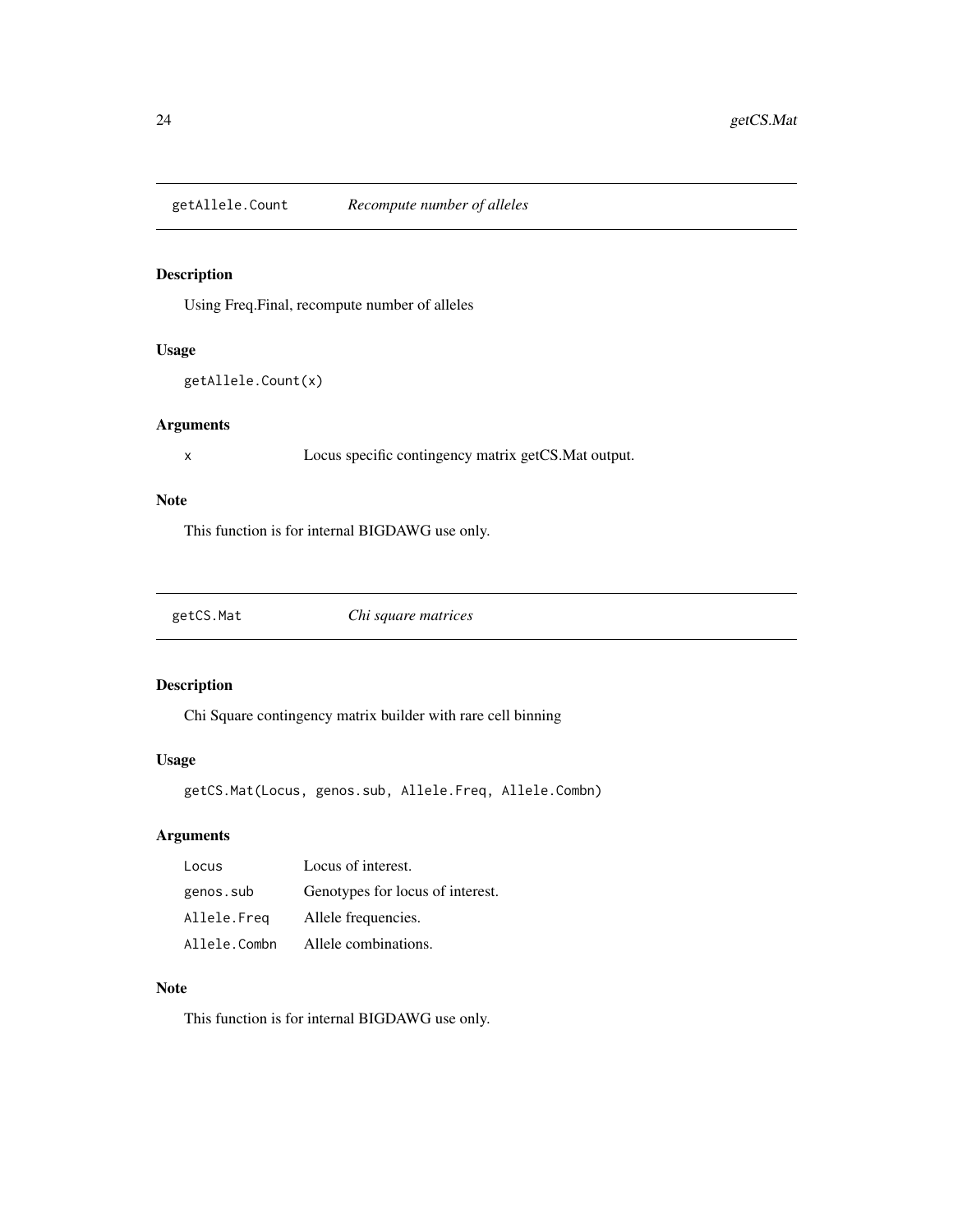## getAllele.Count *Recompute number of alleles*

### Description

Using Freq.Final, recompute number of alleles

### Usage

```
getAllele.Count(x)
```

### Arguments

| | |
|---|---|
| x | Locus specific contingency matrix getCS.Mat output. |

### Note

This function is for internal BIGDAWG use only.

## getCS.Mat *Chi square matrices*

### Description

Chi Square contingency matrix builder with rare cell binning

### Usage

```
getCS.Mat(Locus, genos.sub, Allele.Freq, Allele.Combn)
```

### Arguments

| | |
|---|---|
| Locus | Locus of interest. |
| genos.sub | Genotypes for locus of interest. |
| Allele.Freq | Allele frequencies. |
| Allele.Combn | Allele combinations. |

### Note

This function is for internal BIGDAWG use only.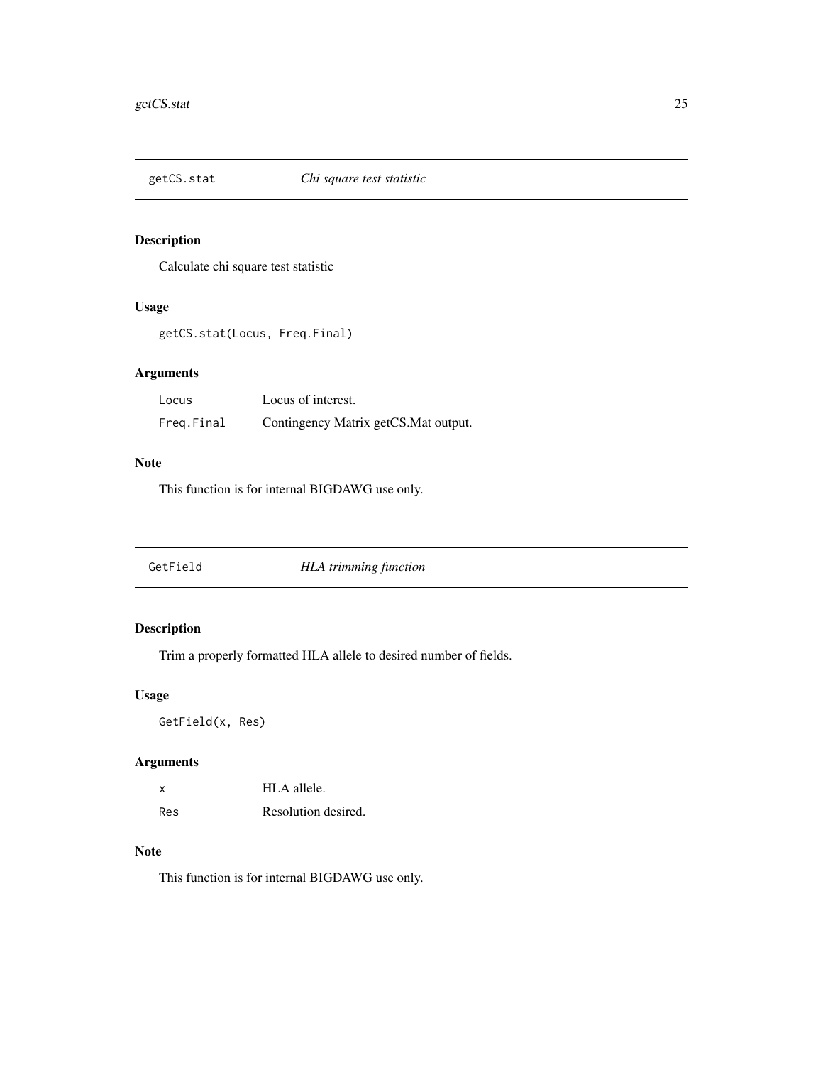## getCS.stat — *Chi square test statistic*

### Description

Calculate chi square test statistic

### Usage

```
getCS.stat(Locus, Freq.Final)
```

### Arguments

| | |
|---|---|
| `Locus` | Locus of interest. |
| `Freq.Final` | Contingency Matrix getCS.Mat output. |

### Note

This function is for internal BIGDAWG use only.

## GetField — *HLA trimming function*

### Description

Trim a properly formatted HLA allele to desired number of fields.

### Usage

```
GetField(x, Res)
```

### Arguments

| | |
|---|---|
| `x` | HLA allele. |
| `Res` | Resolution desired. |

### Note

This function is for internal BIGDAWG use only.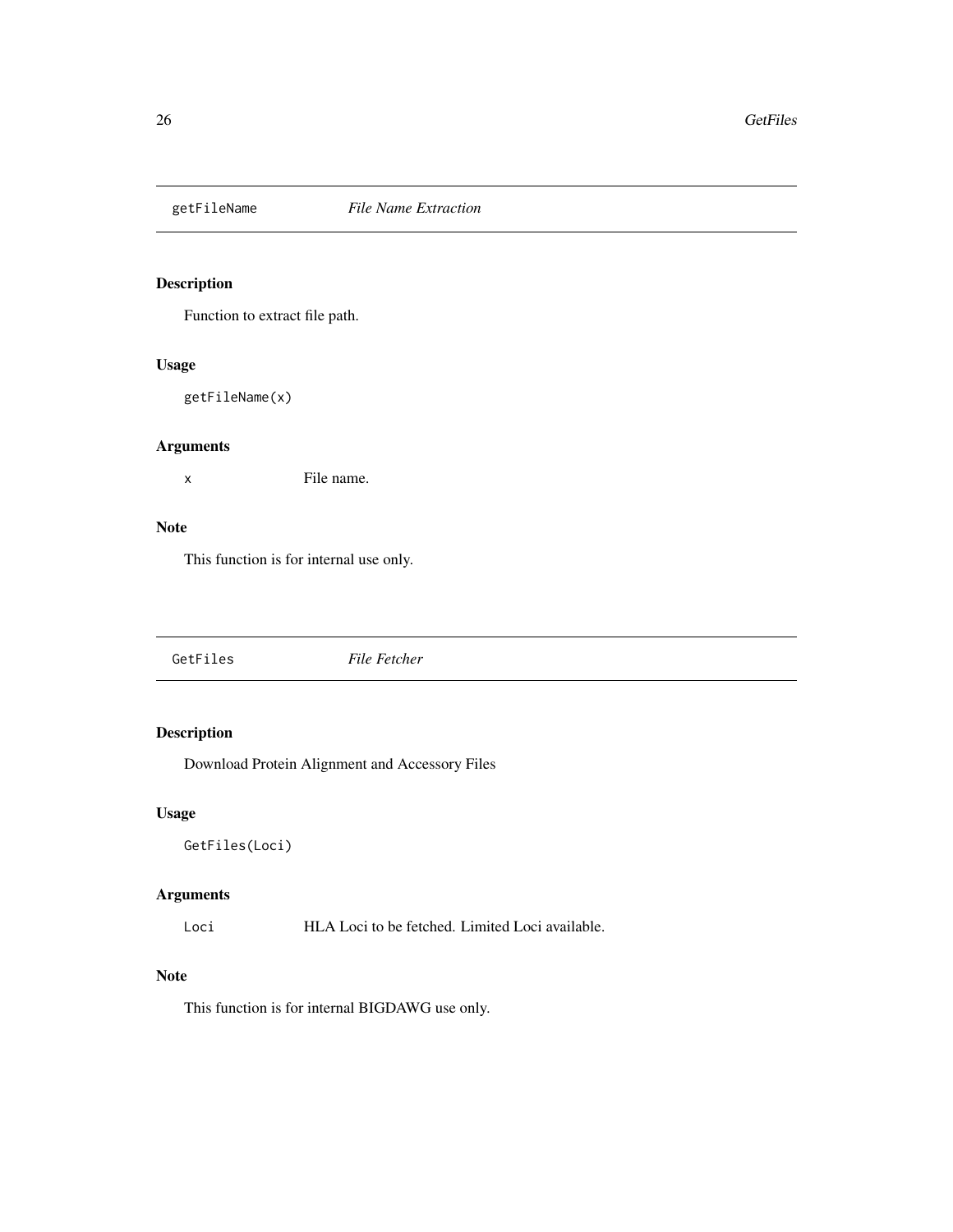## getFileName — *File Name Extraction*

### Description

Function to extract file path.

### Usage

```
getFileName(x)
```

### Arguments

| | |
|---|---|
| x | File name. |

### Note

This function is for internal use only.

## GetFiles — *File Fetcher*

### Description

Download Protein Alignment and Accessory Files

### Usage

```
GetFiles(Loci)
```

### Arguments

| | |
|---|---|
| Loci | HLA Loci to be fetched. Limited Loci available. |

### Note

This function is for internal BIGDAWG use only.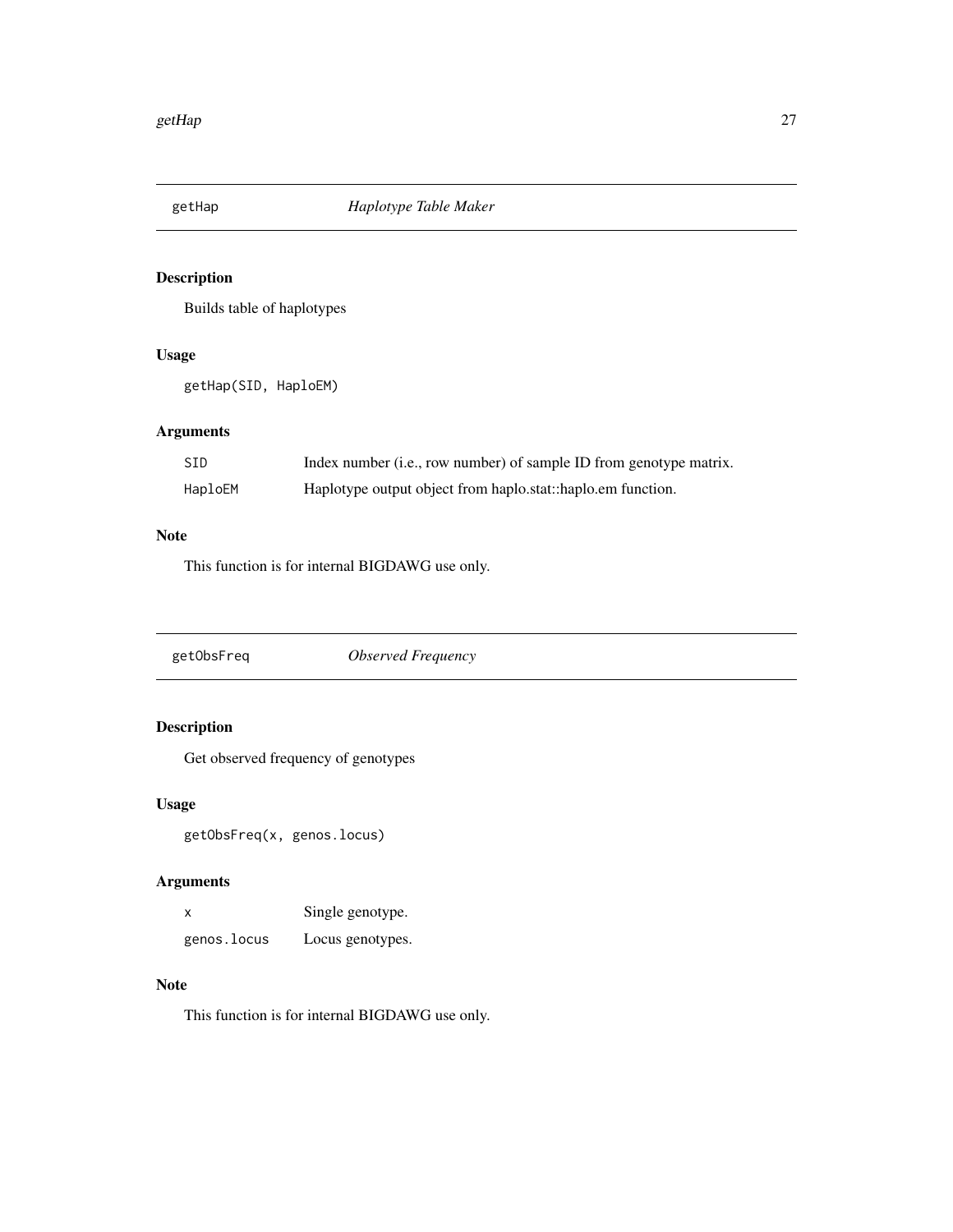## getHap — *Haplotype Table Maker*

### Description

Builds table of haplotypes

### Usage

```
getHap(SID, HaploEM)
```

### Arguments

| | |
|---|---|
| SID | Index number (i.e., row number) of sample ID from genotype matrix. |
| HaploEM | Haplotype output object from haplo.stat::haplo.em function. |

### Note

This function is for internal BIGDAWG use only.

## getObsFreq — *Observed Frequency*

### Description

Get observed frequency of genotypes

### Usage

```
getObsFreq(x, genos.locus)
```

### Arguments

| | |
|---|---|
| x | Single genotype. |
| genos.locus | Locus genotypes. |

### Note

This function is for internal BIGDAWG use only.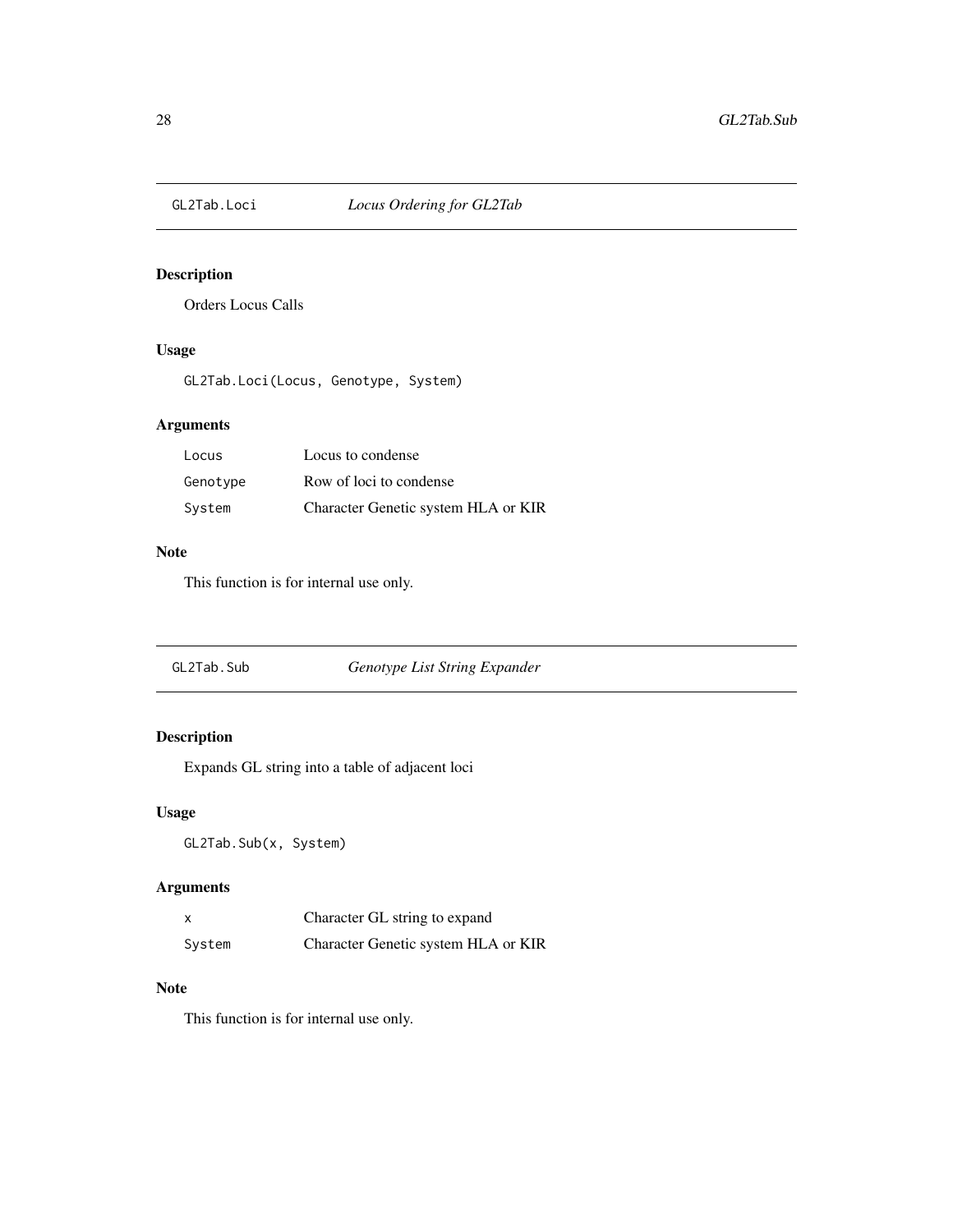## GL2Tab.Loci *Locus Ordering for GL2Tab*

### Description

Orders Locus Calls

### Usage

```
GL2Tab.Loci(Locus, Genotype, System)
```

### Arguments

| | |
|---|---|
| Locus | Locus to condense |
| Genotype | Row of loci to condense |
| System | Character Genetic system HLA or KIR |

### Note

This function is for internal use only.

## GL2Tab.Sub *Genotype List String Expander*

### Description

Expands GL string into a table of adjacent loci

### Usage

```
GL2Tab.Sub(x, System)
```

### Arguments

| | |
|---|---|
| x | Character GL string to expand |
| System | Character Genetic system HLA or KIR |

### Note

This function is for internal use only.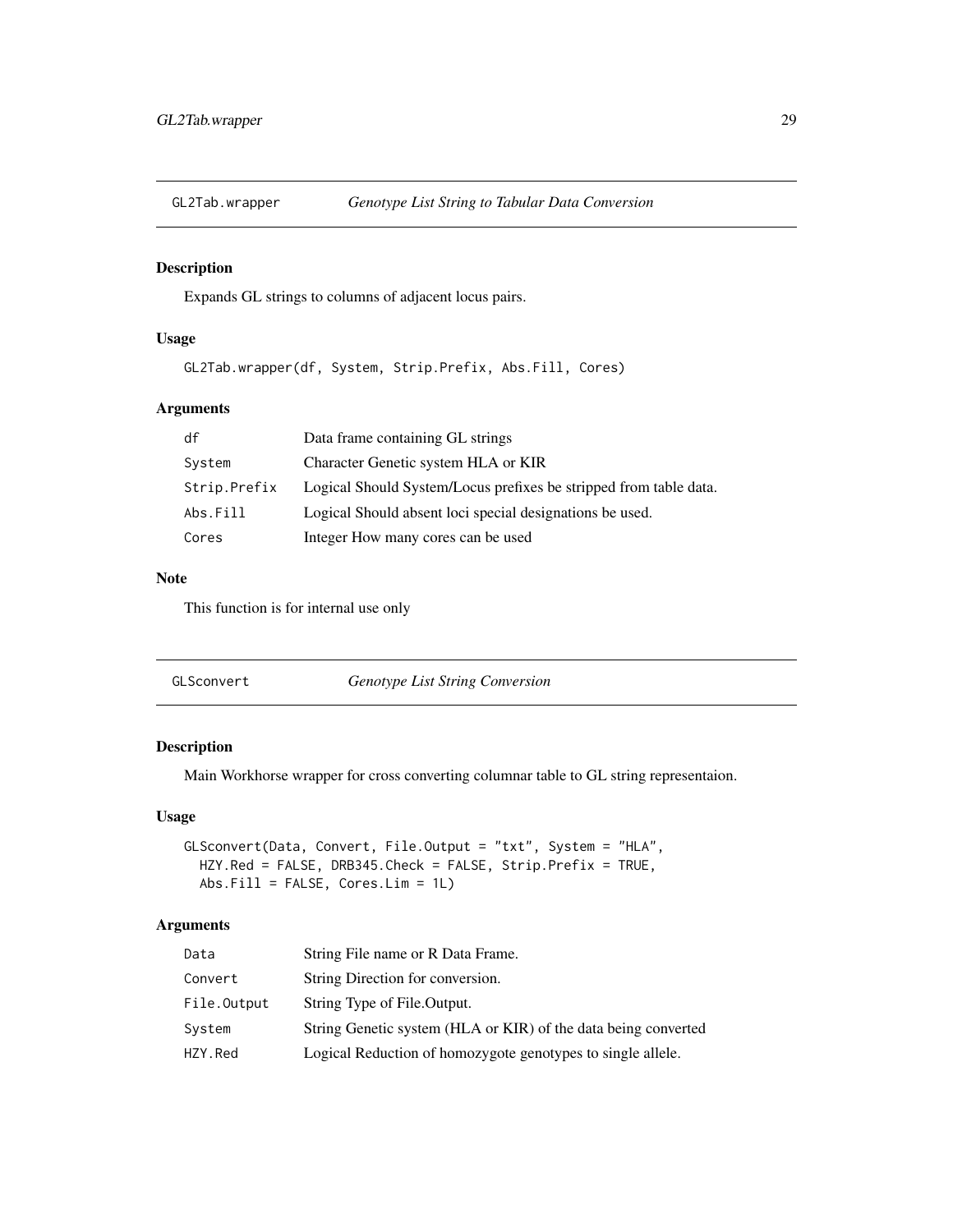## GL2Tab.wrapper — *Genotype List String to Tabular Data Conversion*

### Description

Expands GL strings to columns of adjacent locus pairs.

### Usage

```
GL2Tab.wrapper(df, System, Strip.Prefix, Abs.Fill, Cores)
```

### Arguments

| | |
|---|---|
| `df` | Data frame containing GL strings |
| `System` | Character Genetic system HLA or KIR |
| `Strip.Prefix` | Logical Should System/Locus prefixes be stripped from table data. |
| `Abs.Fill` | Logical Should absent loci special designations be used. |
| `Cores` | Integer How many cores can be used |

### Note

This function is for internal use only

## GLSconvert — *Genotype List String Conversion*

### Description

Main Workhorse wrapper for cross converting columnar table to GL string representaion.

### Usage

```
GLSconvert(Data, Convert, File.Output = "txt", System = "HLA",
  HZY.Red = FALSE, DRB345.Check = FALSE, Strip.Prefix = TRUE,
  Abs.Fill = FALSE, Cores.Lim = 1L)
```

### Arguments

| | |
|---|---|
| `Data` | String File name or R Data Frame. |
| `Convert` | String Direction for conversion. |
| `File.Output` | String Type of File.Output. |
| `System` | String Genetic system (HLA or KIR) of the data being converted |
| `HZY.Red` | Logical Reduction of homozygote genotypes to single allele. |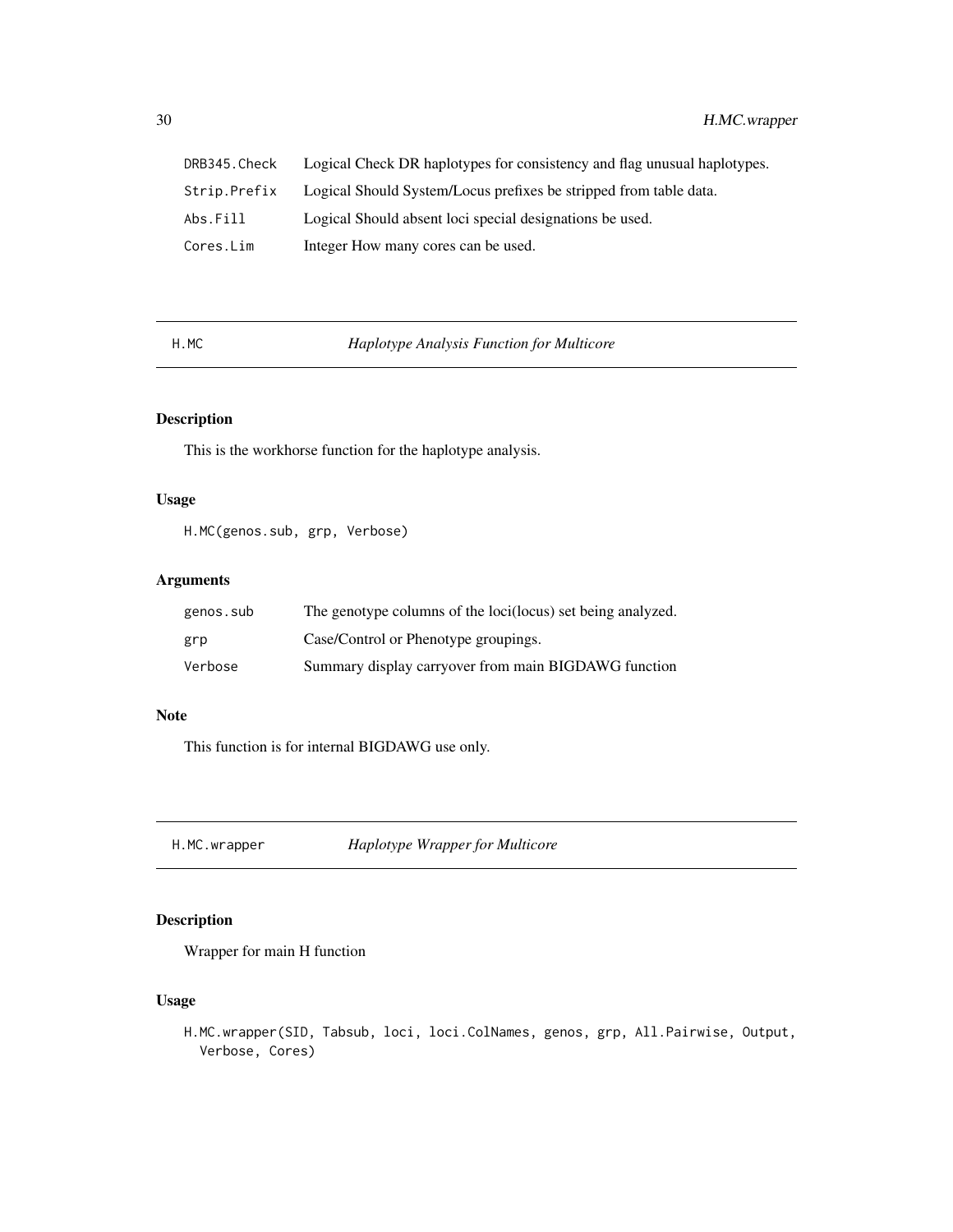| | |
|---|---|
| DRB345.Check | Logical Check DR haplotypes for consistency and flag unusual haplotypes. |
| Strip.Prefix | Logical Should System/Locus prefixes be stripped from table data. |
| Abs.Fill | Logical Should absent loci special designations be used. |
| Cores.Lim | Integer How many cores can be used. |

## H.MC — *Haplotype Analysis Function for Multicore*

### Description

This is the workhorse function for the haplotype analysis.

### Usage

```
H.MC(genos.sub, grp, Verbose)
```

### Arguments

| | |
|---|---|
| genos.sub | The genotype columns of the loci(locus) set being analyzed. |
| grp | Case/Control or Phenotype groupings. |
| Verbose | Summary display carryover from main BIGDAWG function |

### Note

This function is for internal BIGDAWG use only.

## H.MC.wrapper — *Haplotype Wrapper for Multicore*

### Description

Wrapper for main H function

### Usage

```
H.MC.wrapper(SID, Tabsub, loci, loci.ColNames, genos, grp, All.Pairwise, Output,
  Verbose, Cores)
```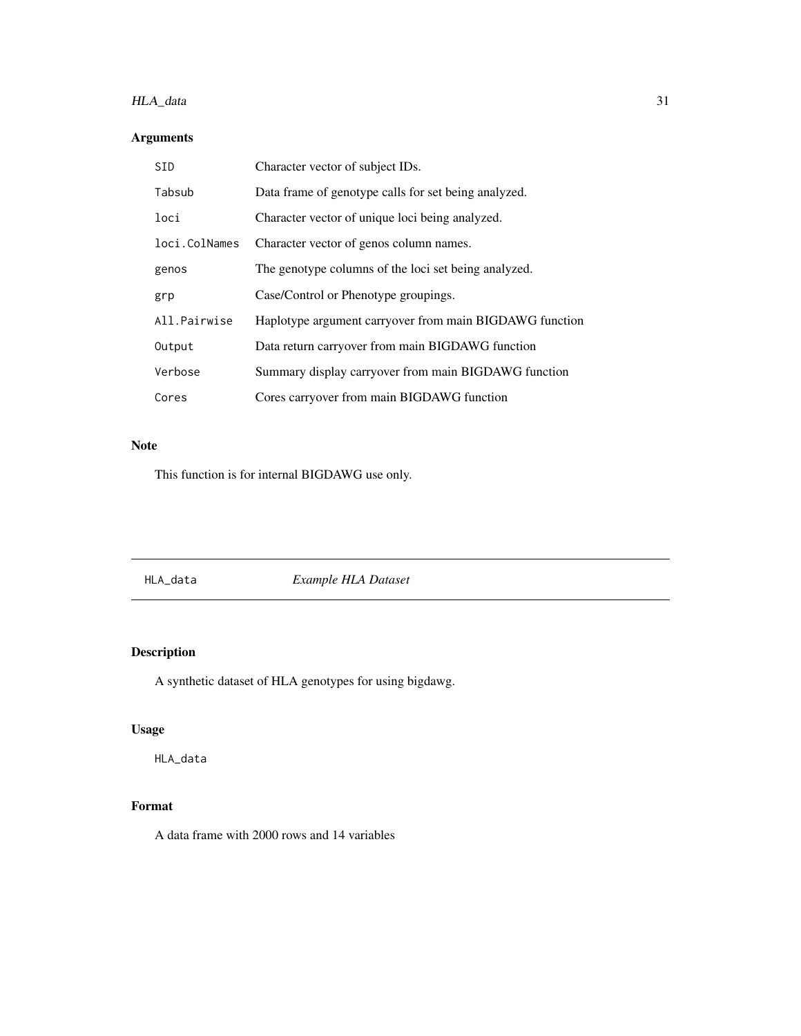## Arguments

| | |
|---|---|
| `SID` | Character vector of subject IDs. |
| `Tabsub` | Data frame of genotype calls for set being analyzed. |
| `loci` | Character vector of unique loci being analyzed. |
| `loci.ColNames` | Character vector of genos column names. |
| `genos` | The genotype columns of the loci set being analyzed. |
| `grp` | Case/Control or Phenotype groupings. |
| `All.Pairwise` | Haplotype argument carryover from main BIGDAWG function |
| `Output` | Data return carryover from main BIGDAWG function |
| `Verbose` | Summary display carryover from main BIGDAWG function |
| `Cores` | Cores carryover from main BIGDAWG function |

## Note

This function is for internal BIGDAWG use only.

---

# `HLA_data` *Example HLA Dataset*

---

## Description

A synthetic dataset of HLA genotypes for using bigdawg.

## Usage

```
HLA_data
```

## Format

A data frame with 2000 rows and 14 variables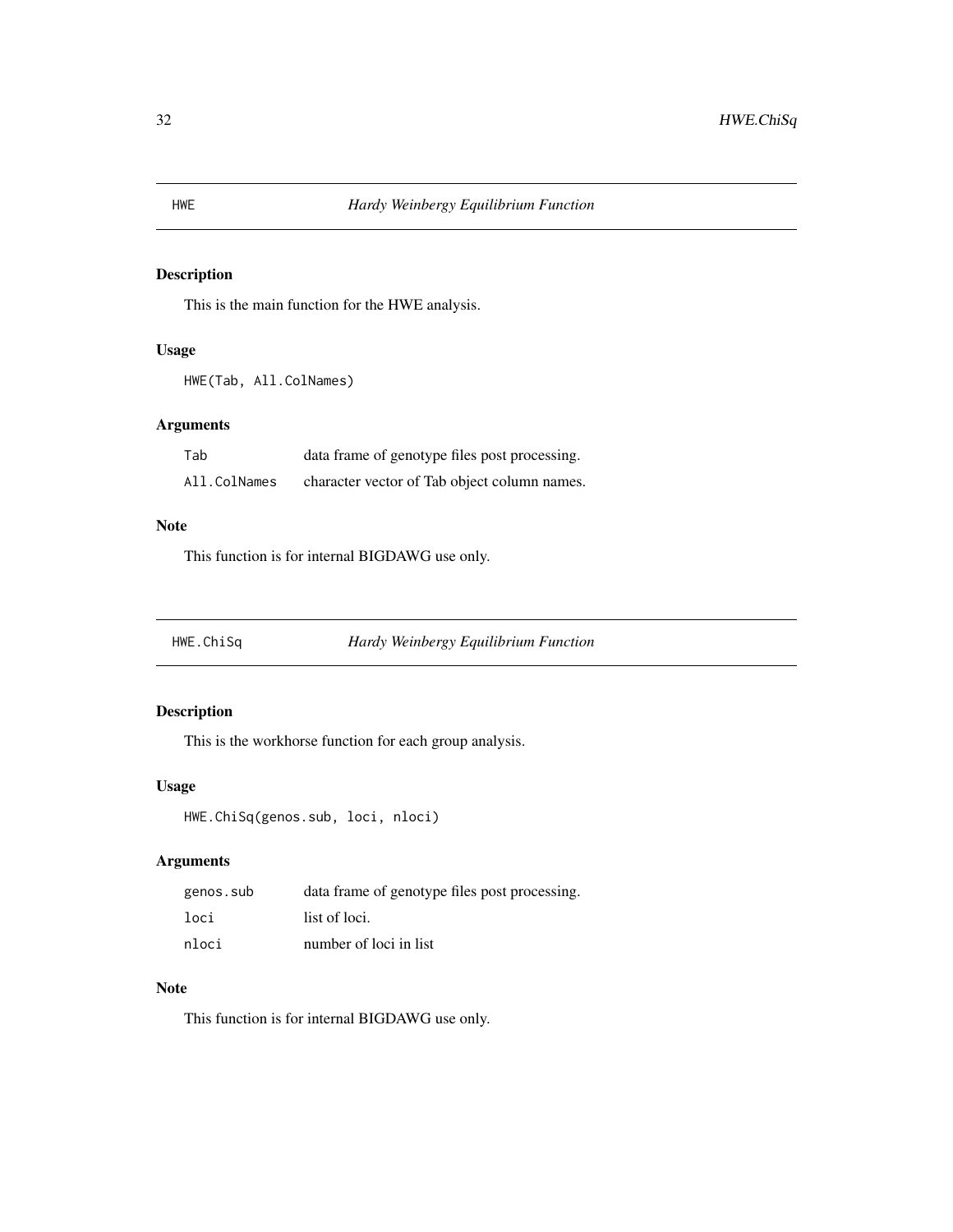## HWE — *Hardy Weinbergy Equilibrium Function*

### Description

This is the main function for the HWE analysis.

### Usage

```
HWE(Tab, All.ColNames)
```

### Arguments

| | |
|---|---|
| `Tab` | data frame of genotype files post processing. |
| `All.ColNames` | character vector of Tab object column names. |

### Note

This function is for internal BIGDAWG use only.

## HWE.ChiSq — *Hardy Weinbergy Equilibrium Function*

### Description

This is the workhorse function for each group analysis.

### Usage

```
HWE.ChiSq(genos.sub, loci, nloci)
```

### Arguments

| | |
|---|---|
| `genos.sub` | data frame of genotype files post processing. |
| `loci` | list of loci. |
| `nloci` | number of loci in list |

### Note

This function is for internal BIGDAWG use only.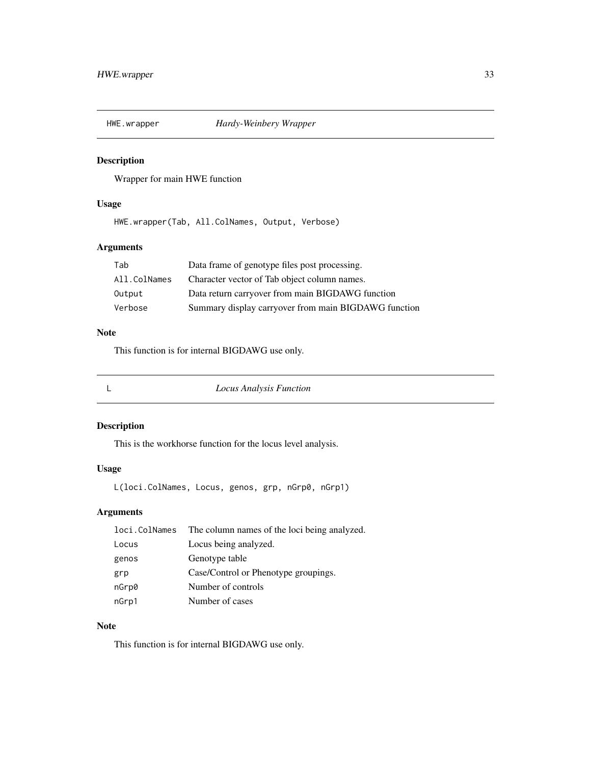## HWE.wrapper    *Hardy-Weinbery Wrapper*

### Description

Wrapper for main HWE function

### Usage

```
HWE.wrapper(Tab, All.ColNames, Output, Verbose)
```

### Arguments

| | |
|---|---|
| `Tab` | Data frame of genotype files post processing. |
| `All.ColNames` | Character vector of Tab object column names. |
| `Output` | Data return carryover from main BIGDAWG function |
| `Verbose` | Summary display carryover from main BIGDAWG function |

### Note

This function is for internal BIGDAWG use only.

## L    *Locus Analysis Function*

### Description

This is the workhorse function for the locus level analysis.

### Usage

```
L(loci.ColNames, Locus, genos, grp, nGrp0, nGrp1)
```

### Arguments

| | |
|---|---|
| `loci.ColNames` | The column names of the loci being analyzed. |
| `Locus` | Locus being analyzed. |
| `genos` | Genotype table |
| `grp` | Case/Control or Phenotype groupings. |
| `nGrp0` | Number of controls |
| `nGrp1` | Number of cases |

### Note

This function is for internal BIGDAWG use only.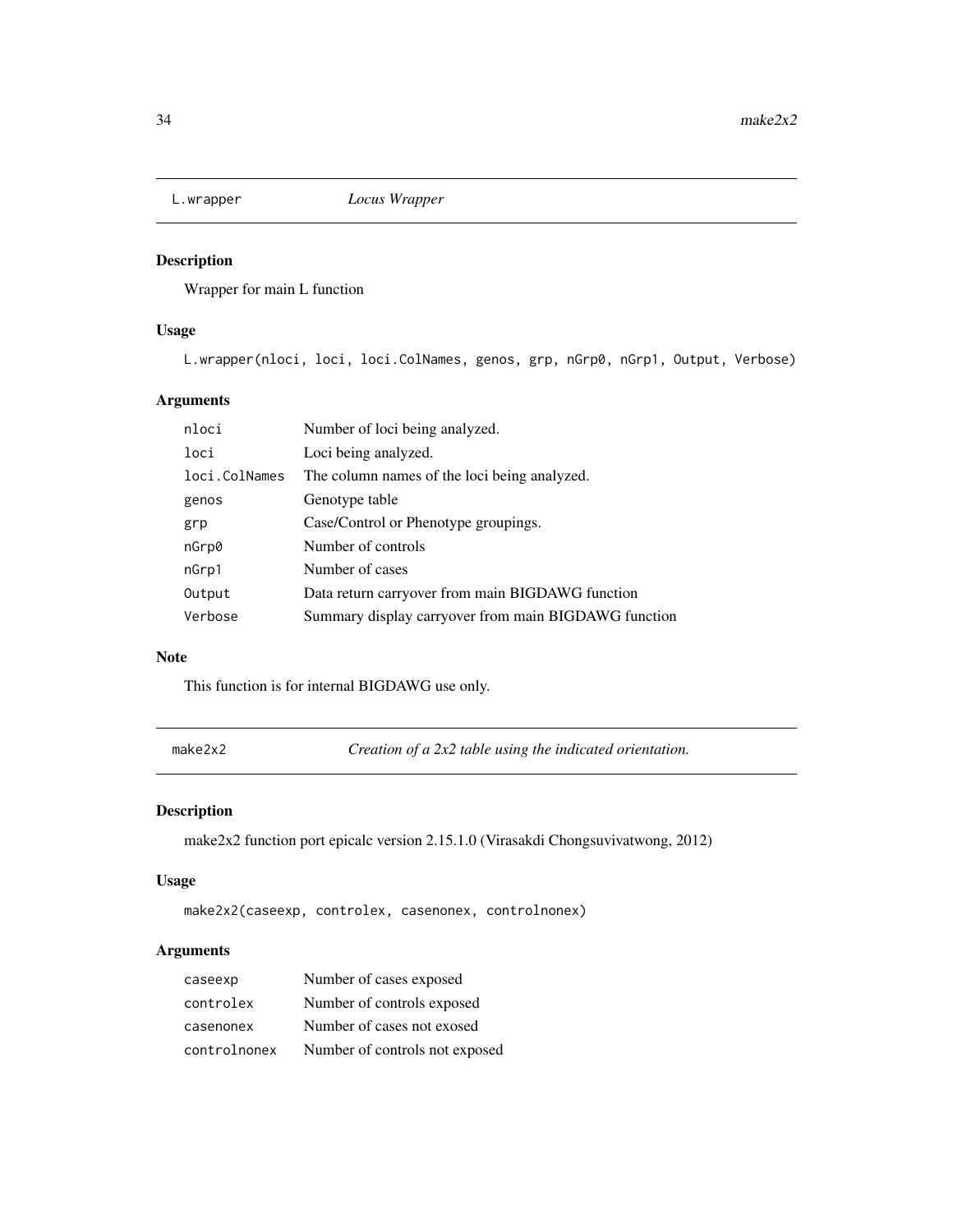## L.wrapper *Locus Wrapper*

### Description

Wrapper for main L function

### Usage

```
L.wrapper(nloci, loci, loci.ColNames, genos, grp, nGrp0, nGrp1, Output, Verbose)
```

### Arguments

| | |
|---|---|
| `nloci` | Number of loci being analyzed. |
| `loci` | Loci being analyzed. |
| `loci.ColNames` | The column names of the loci being analyzed. |
| `genos` | Genotype table |
| `grp` | Case/Control or Phenotype groupings. |
| `nGrp0` | Number of controls |
| `nGrp1` | Number of cases |
| `Output` | Data return carryover from main BIGDAWG function |
| `Verbose` | Summary display carryover from main BIGDAWG function |

### Note

This function is for internal BIGDAWG use only.

## make2x2 *Creation of a 2x2 table using the indicated orientation.*

### Description

make2x2 function port epicalc version 2.15.1.0 (Virasakdi Chongsuvivatwong, 2012)

### Usage

```
make2x2(caseexp, controlex, casenonex, controlnonex)
```

### Arguments

| | |
|---|---|
| `caseexp` | Number of cases exposed |
| `controlex` | Number of controls exposed |
| `casenonex` | Number of cases not exosed |
| `controlnonex` | Number of controls not exposed |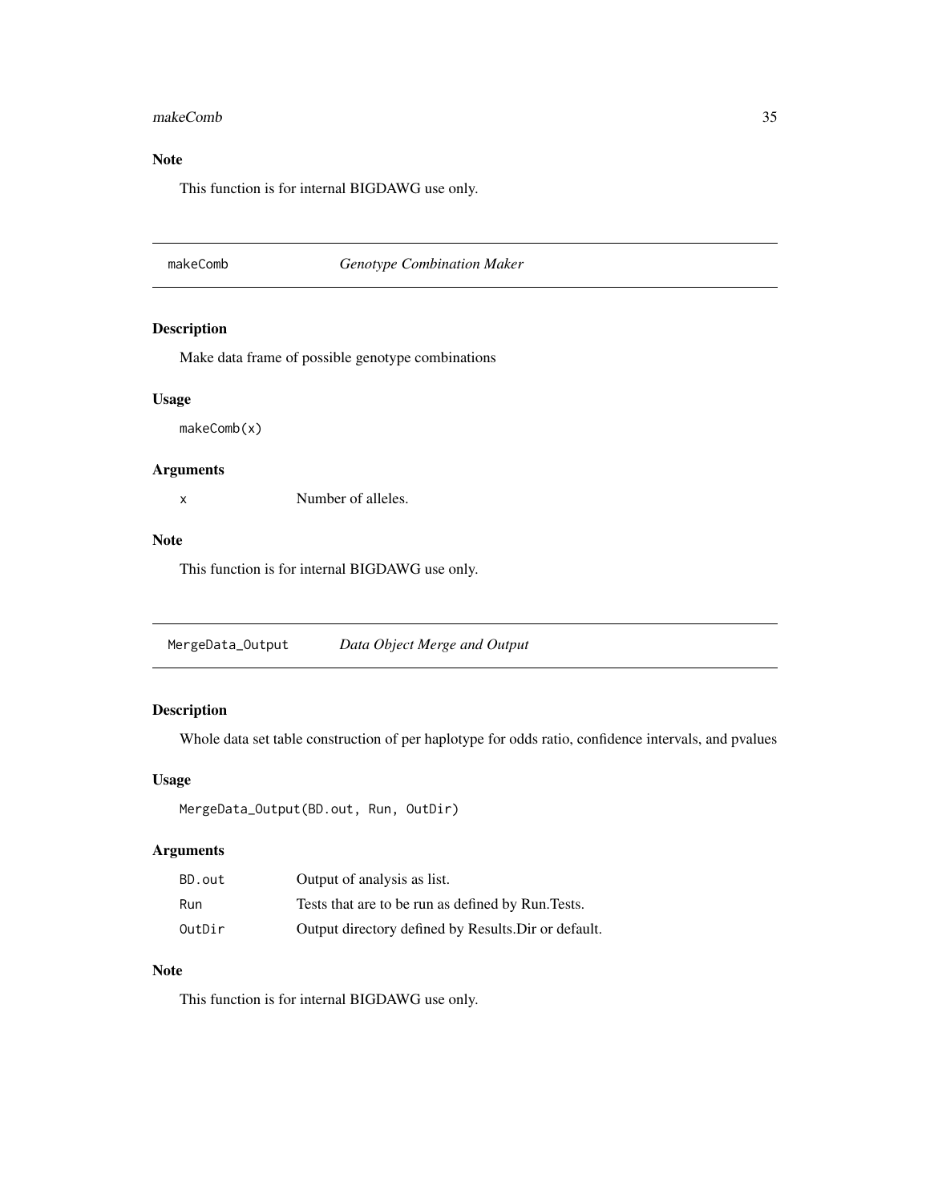## Note

This function is for internal BIGDAWG use only.

---

# makeComb — *Genotype Combination Maker*

## Description

Make data frame of possible genotype combinations

## Usage

```
makeComb(x)
```

## Arguments

| | |
|---|---|
| x | Number of alleles. |

## Note

This function is for internal BIGDAWG use only.

---

# MergeData_Output — *Data Object Merge and Output*

## Description

Whole data set table construction of per haplotype for odds ratio, confidence intervals, and pvalues

## Usage

```
MergeData_Output(BD.out, Run, OutDir)
```

## Arguments

| | |
|---|---|
| BD.out | Output of analysis as list. |
| Run | Tests that are to be run as defined by Run.Tests. |
| OutDir | Output directory defined by Results.Dir or default. |

## Note

This function is for internal BIGDAWG use only.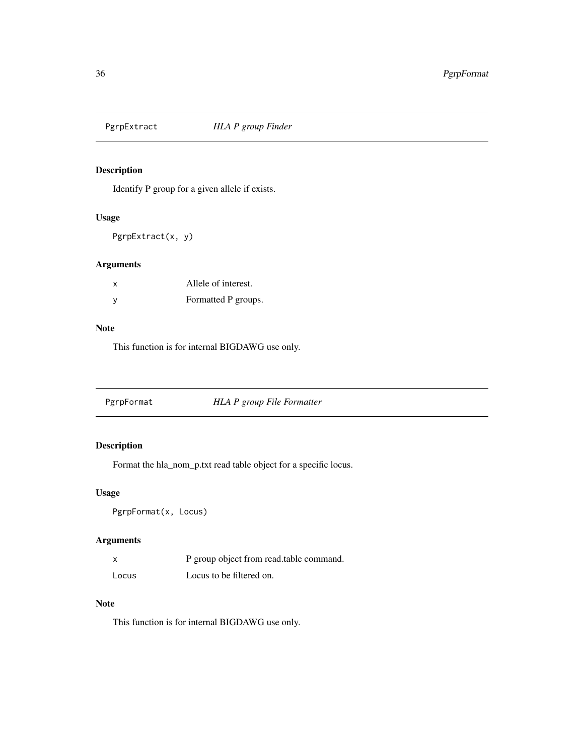## PgrpExtract — *HLA P group Finder*

### Description

Identify P group for a given allele if exists.

### Usage

```
PgrpExtract(x, y)
```

### Arguments

| | |
|---|---|
| `x` | Allele of interest. |
| `y` | Formatted P groups. |

### Note

This function is for internal BIGDAWG use only.

## PgrpFormat — *HLA P group File Formatter*

### Description

Format the hla_nom_p.txt read table object for a specific locus.

### Usage

```
PgrpFormat(x, Locus)
```

### Arguments

| | |
|---|---|
| `x` | P group object from read.table command. |
| `Locus` | Locus to be filtered on. |

### Note

This function is for internal BIGDAWG use only.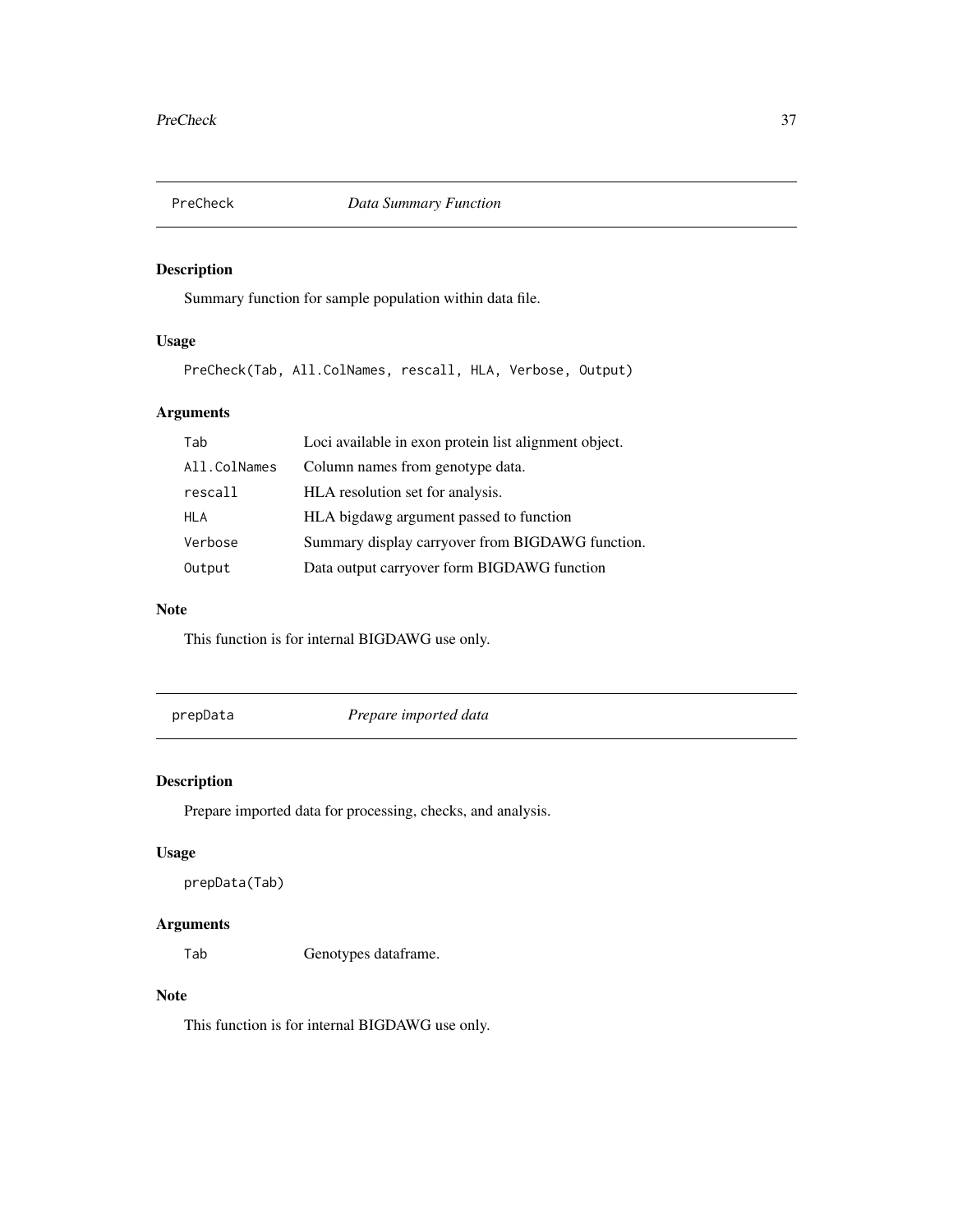## PreCheck *Data Summary Function*

### Description

Summary function for sample population within data file.

### Usage

```
PreCheck(Tab, All.ColNames, rescall, HLA, Verbose, Output)
```

### Arguments

| | |
|---|---|
| Tab | Loci available in exon protein list alignment object. |
| All.ColNames | Column names from genotype data. |
| rescall | HLA resolution set for analysis. |
| HLA | HLA bigdawg argument passed to function |
| Verbose | Summary display carryover from BIGDAWG function. |
| Output | Data output carryover form BIGDAWG function |

### Note

This function is for internal BIGDAWG use only.

## prepData *Prepare imported data*

### Description

Prepare imported data for processing, checks, and analysis.

### Usage

```
prepData(Tab)
```

### Arguments

| | |
|---|---|
| Tab | Genotypes dataframe. |

### Note

This function is for internal BIGDAWG use only.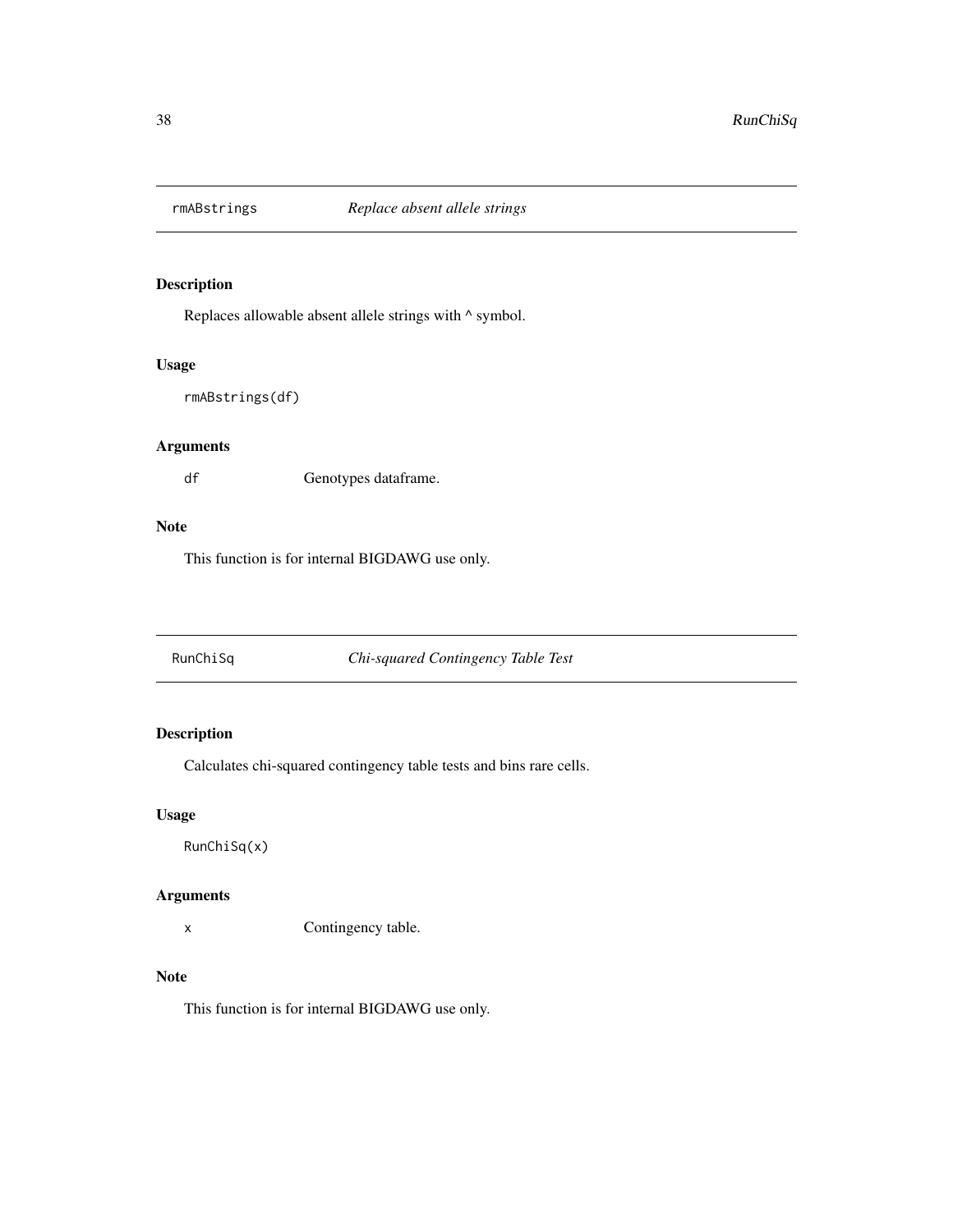## rmABstrings *Replace absent allele strings*

### Description

Replaces allowable absent allele strings with ^ symbol.

### Usage

```
rmABstrings(df)
```

### Arguments

| | |
|---|---|
| df | Genotypes dataframe. |

### Note

This function is for internal BIGDAWG use only.

## RunChiSq *Chi-squared Contingency Table Test*

### Description

Calculates chi-squared contingency table tests and bins rare cells.

### Usage

```
RunChiSq(x)
```

### Arguments

| | |
|---|---|
| x | Contingency table. |

### Note

This function is for internal BIGDAWG use only.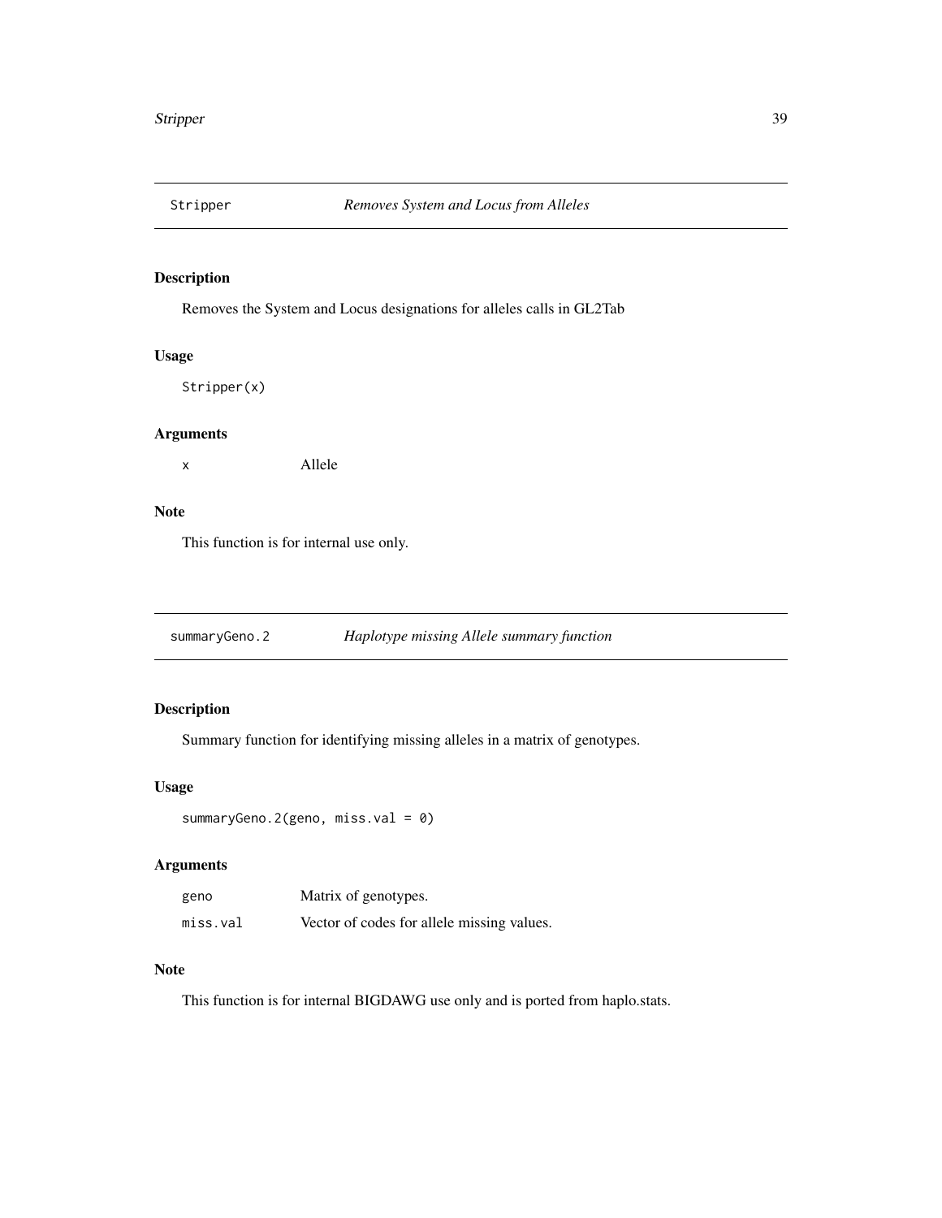## Stripper *Removes System and Locus from Alleles*

### Description

Removes the System and Locus designations for alleles calls in GL2Tab

### Usage

```
Stripper(x)
```

### Arguments

| | |
|---|---|
| x | Allele |

### Note

This function is for internal use only.

## summaryGeno.2 *Haplotype missing Allele summary function*

### Description

Summary function for identifying missing alleles in a matrix of genotypes.

### Usage

```
summaryGeno.2(geno, miss.val = 0)
```

### Arguments

| | |
|---|---|
| geno | Matrix of genotypes. |
| miss.val | Vector of codes for allele missing values. |

### Note

This function is for internal BIGDAWG use only and is ported from haplo.stats.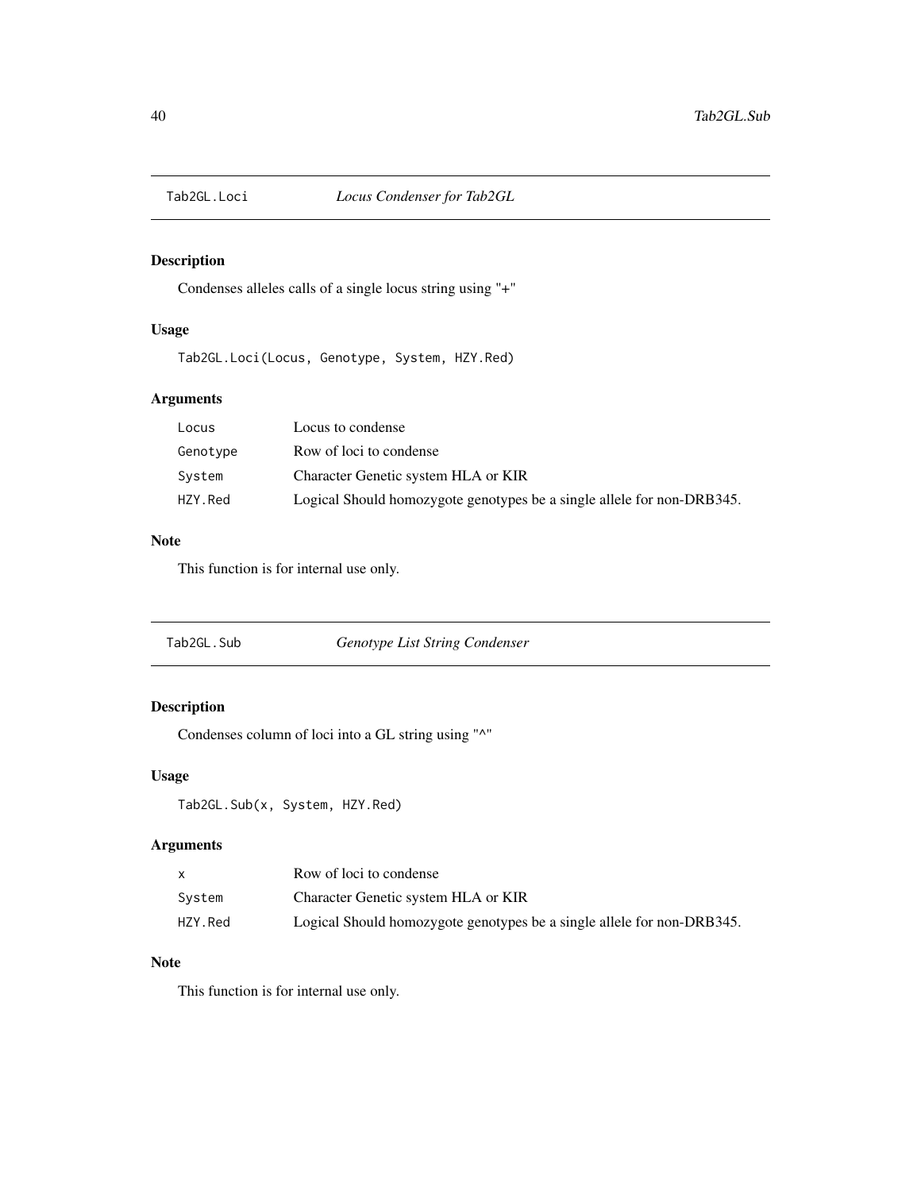## Tab2GL.Loci — *Locus Condenser for Tab2GL*

### Description

Condenses alleles calls of a single locus string using "+"

### Usage

```
Tab2GL.Loci(Locus, Genotype, System, HZY.Red)
```

### Arguments

| | |
|---|---|
| `Locus` | Locus to condense |
| `Genotype` | Row of loci to condense |
| `System` | Character Genetic system HLA or KIR |
| `HZY.Red` | Logical Should homozygote genotypes be a single allele for non-DRB345. |

### Note

This function is for internal use only.

## Tab2GL.Sub — *Genotype List String Condenser*

### Description

Condenses column of loci into a GL string using "^"

### Usage

```
Tab2GL.Sub(x, System, HZY.Red)
```

### Arguments

| | |
|---|---|
| `x` | Row of loci to condense |
| `System` | Character Genetic system HLA or KIR |
| `HZY.Red` | Logical Should homozygote genotypes be a single allele for non-DRB345. |

### Note

This function is for internal use only.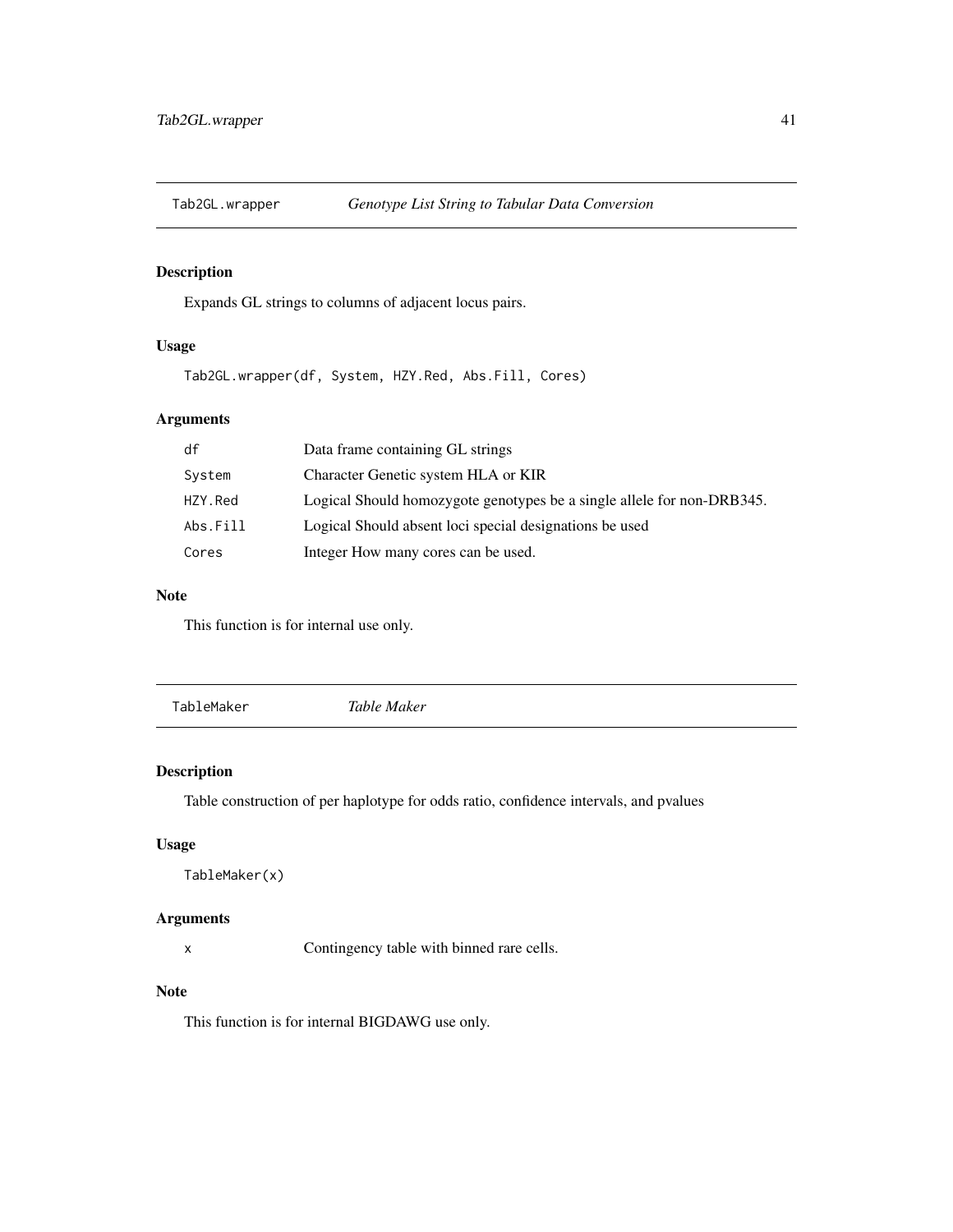## Tab2GL.wrapper *Genotype List String to Tabular Data Conversion*

### Description

Expands GL strings to columns of adjacent locus pairs.

### Usage

```
Tab2GL.wrapper(df, System, HZY.Red, Abs.Fill, Cores)
```

### Arguments

| | |
|---|---|
| `df` | Data frame containing GL strings |
| `System` | Character Genetic system HLA or KIR |
| `HZY.Red` | Logical Should homozygote genotypes be a single allele for non-DRB345. |
| `Abs.Fill` | Logical Should absent loci special designations be used |
| `Cores` | Integer How many cores can be used. |

### Note

This function is for internal use only.

## TableMaker *Table Maker*

### Description

Table construction of per haplotype for odds ratio, confidence intervals, and pvalues

### Usage

```
TableMaker(x)
```

### Arguments

| | |
|---|---|
| `x` | Contingency table with binned rare cells. |

### Note

This function is for internal BIGDAWG use only.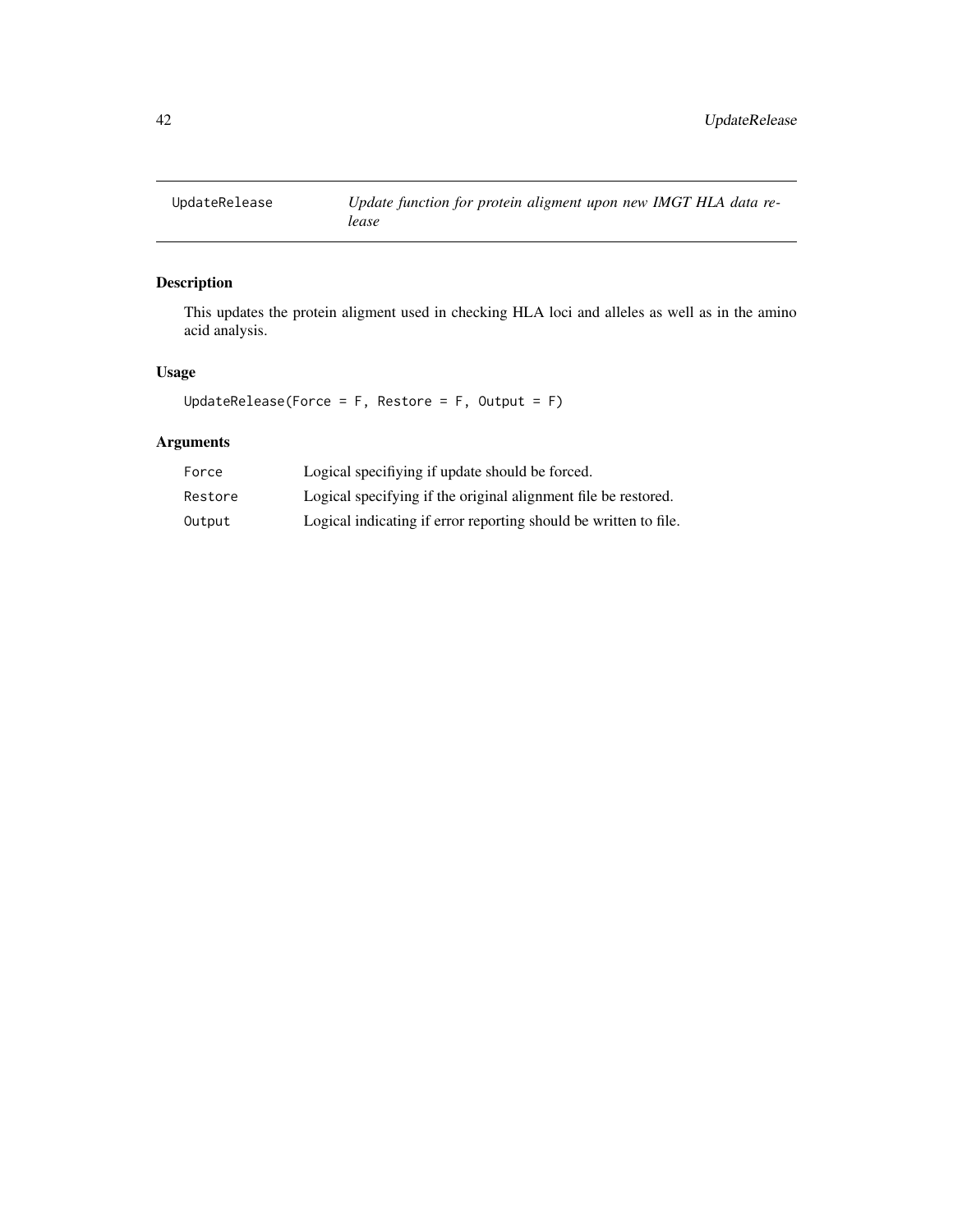## UpdateRelease    *Update function for protein aligment upon new IMGT HLA data release*

### Description

This updates the protein aligment used in checking HLA loci and alleles as well as in the amino acid analysis.

### Usage

```
UpdateRelease(Force = F, Restore = F, Output = F)
```

### Arguments

| | |
|---|---|
| Force | Logical specifiying if update should be forced. |
| Restore | Logical specifying if the original alignment file be restored. |
| Output | Logical indicating if error reporting should be written to file. |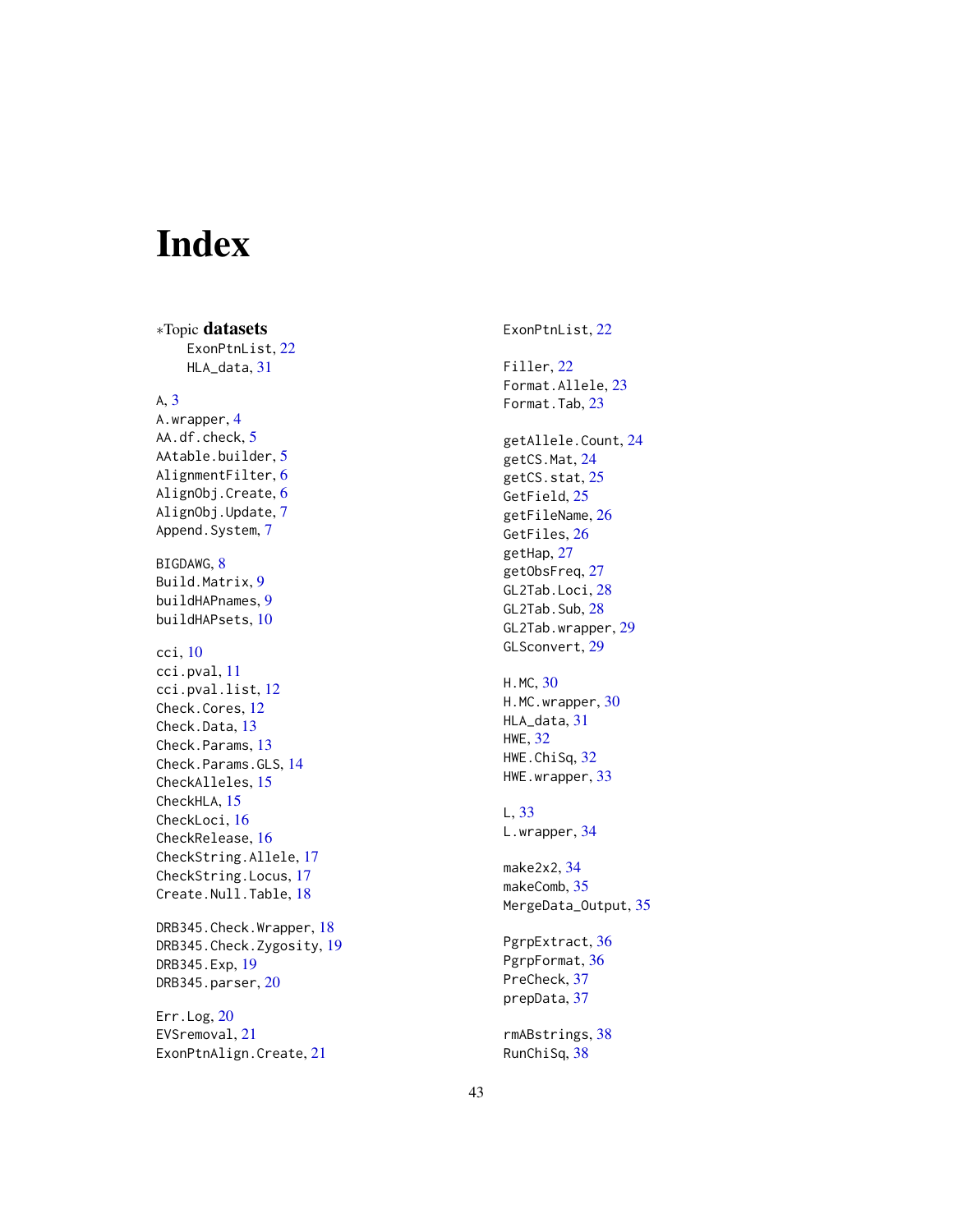# Index

*Topic **datasets**

ExonPtnList, 22
HLA_data, 31

A, 3
A.wrapper, 4
AA.df.check, 5
AAtable.builder, 5
AlignmentFilter, 6
AlignObj.Create, 6
AlignObj.Update, 7
Append.System, 7

BIGDAWG, 8
Build.Matrix, 9
buildHAPnames, 9
buildHAPsets, 10

cci, 10
cci.pval, 11
cci.pval.list, 12
Check.Cores, 12
Check.Data, 13
Check.Params, 13
Check.Params.GLS, 14
CheckAlleles, 15
CheckHLA, 15
CheckLoci, 16
CheckRelease, 16
CheckString.Allele, 17
CheckString.Locus, 17
Create.Null.Table, 18

DRB345.Check.Wrapper, 18
DRB345.Check.Zygosity, 19
DRB345.Exp, 19
DRB345.parser, 20

Err.Log, 20
EVSremoval, 21
ExonPtnAlign.Create, 21
ExonPtnList, 22

Filler, 22
Format.Allele, 23
Format.Tab, 23

getAllele.Count, 24
getCS.Mat, 24
getCS.stat, 25
GetField, 25
getFileName, 26
GetFiles, 26
getHap, 27
getObsFreq, 27
GL2Tab.Loci, 28
GL2Tab.Sub, 28
GL2Tab.wrapper, 29
GLSconvert, 29

H.MC, 30
H.MC.wrapper, 30
HLA_data, 31
HWE, 32
HWE.ChiSq, 32
HWE.wrapper, 33

L, 33
L.wrapper, 34

make2x2, 34
makeComb, 35
MergeData_Output, 35

PgrpExtract, 36
PgrpFormat, 36
PreCheck, 37
prepData, 37

rmABstrings, 38
RunChiSq, 38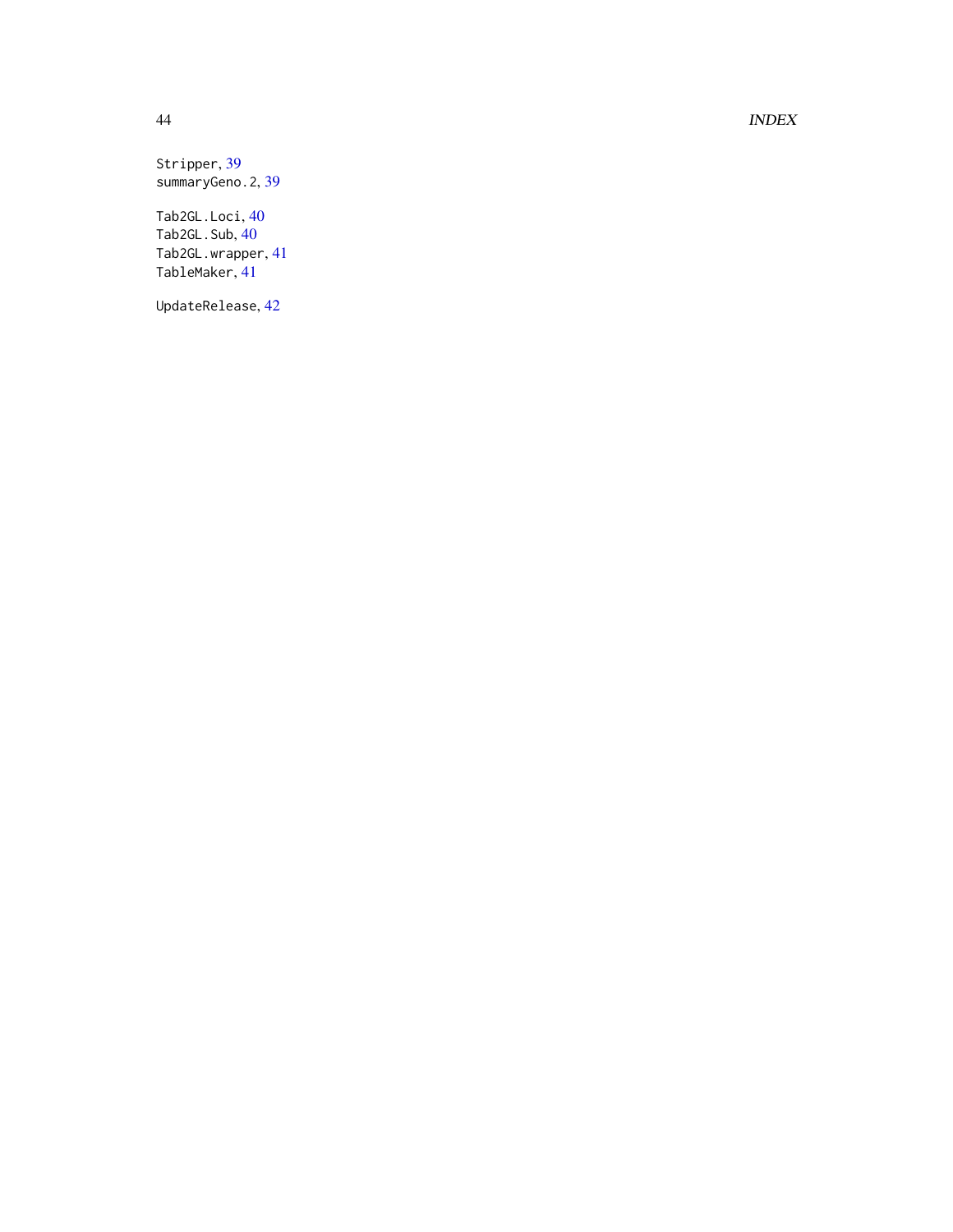Stripper, 39
summaryGeno.2, 39

Tab2GL.Loci, 40
Tab2GL.Sub, 40
Tab2GL.wrapper, 41
TableMaker, 41

UpdateRelease, 42